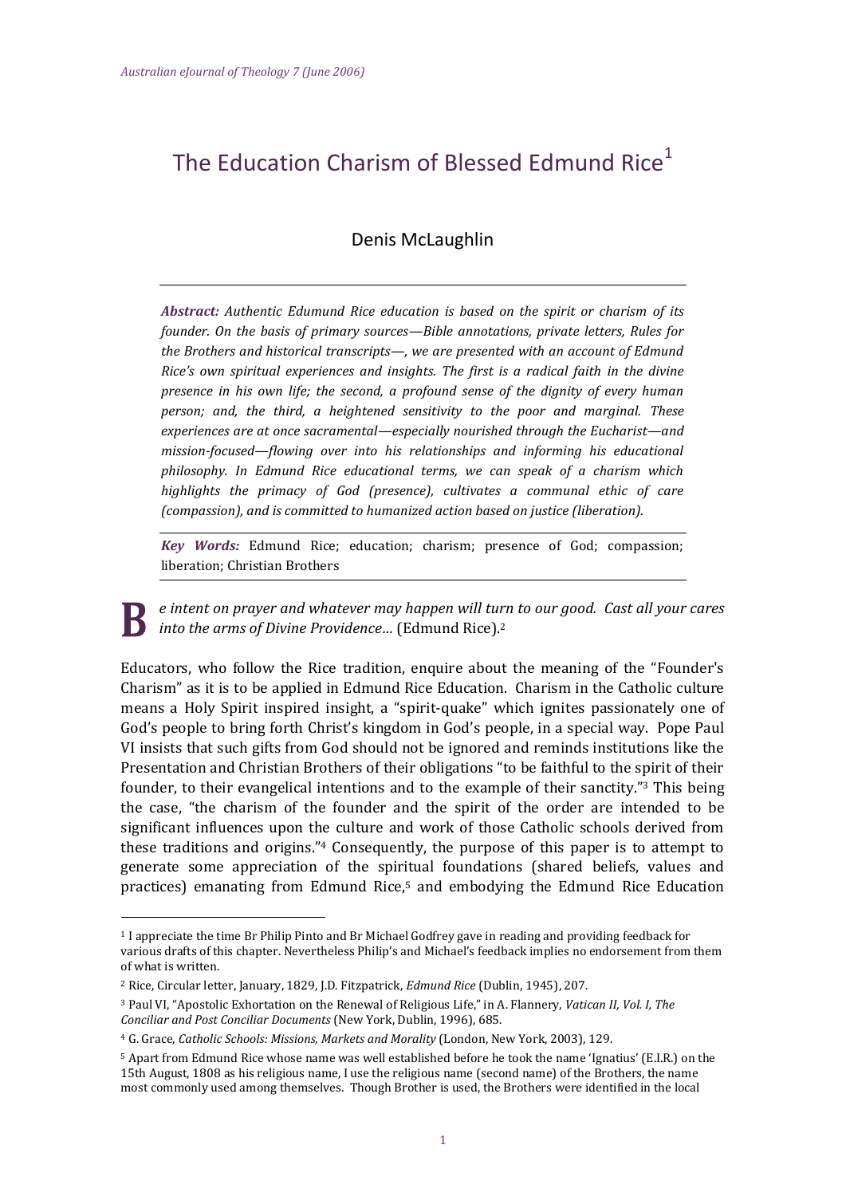# The Education Charism of Blessed Edmund Rice[1]

Denis McLaughlin

***Abstract:*** *Authentic Edumund Rice education is based on the spirit or charism of its founder. On the basis of primary sources—Bible annotations, private letters, Rules for the Brothers and historical transcripts—, we are presented with an account of Edmund Rice's own spiritual experiences and insights. The first is a radical faith in the divine presence in his own life; the second, a profound sense of the dignity of every human person; and, the third, a heightened sensitivity to the poor and marginal. These experiences are at once sacramental—especially nourished through the Eucharist—and mission-focused—flowing over into his relationships and informing his educational philosophy. In Edmund Rice educational terms, we can speak of a charism which highlights the primacy of God (presence), cultivates a communal ethic of care (compassion), and is committed to humanized action based on justice (liberation).*

***Key Words:*** Edmund Rice; education; charism; presence of God; compassion; liberation; Christian Brothers

*Be intent on prayer and whatever may happen will turn to our good. Cast all your cares into the arms of Divine Providence…* (Edmund Rice).[2]

Educators, who follow the Rice tradition, enquire about the meaning of the "Founder's Charism" as it is to be applied in Edmund Rice Education. Charism in the Catholic culture means a Holy Spirit inspired insight, a "spirit-quake" which ignites passionately one of God's people to bring forth Christ's kingdom in God's people, in a special way. Pope Paul VI insists that such gifts from God should not be ignored and reminds institutions like the Presentation and Christian Brothers of their obligations "to be faithful to the spirit of their founder, to their evangelical intentions and to the example of their sanctity."[3] This being the case, "the charism of the founder and the spirit of the order are intended to be significant influences upon the culture and work of those Catholic schools derived from these traditions and origins."[4] Consequently, the purpose of this paper is to attempt to generate some appreciation of the spiritual foundations (shared beliefs, values and practices) emanating from Edmund Rice,[5] and embodying the Edmund Rice Education

---

[1] I appreciate the time Br Philip Pinto and Br Michael Godfrey gave in reading and providing feedback for various drafts of this chapter. Nevertheless Philip's and Michael's feedback implies no endorsement from them of what is written.

[2] Rice, Circular letter, January, 1829, J.D. Fitzpatrick, *Edmund Rice* (Dublin, 1945), 207.

[3] Paul VI, "Apostolic Exhortation on the Renewal of Religious Life," in A. Flannery, *Vatican II, Vol. I, The Conciliar and Post Conciliar Documents* (New York, Dublin, 1996), 685.

[4] G. Grace, *Catholic Schools: Missions, Markets and Morality* (London, New York, 2003), 129.

[5] Apart from Edmund Rice whose name was well established before he took the name 'Ignatius' (E.I.R.) on the 15th August, 1808 as his religious name, I use the religious name (second name) of the Brothers, the name most commonly used among themselves. Though Brother is used, the Brothers were identified in the local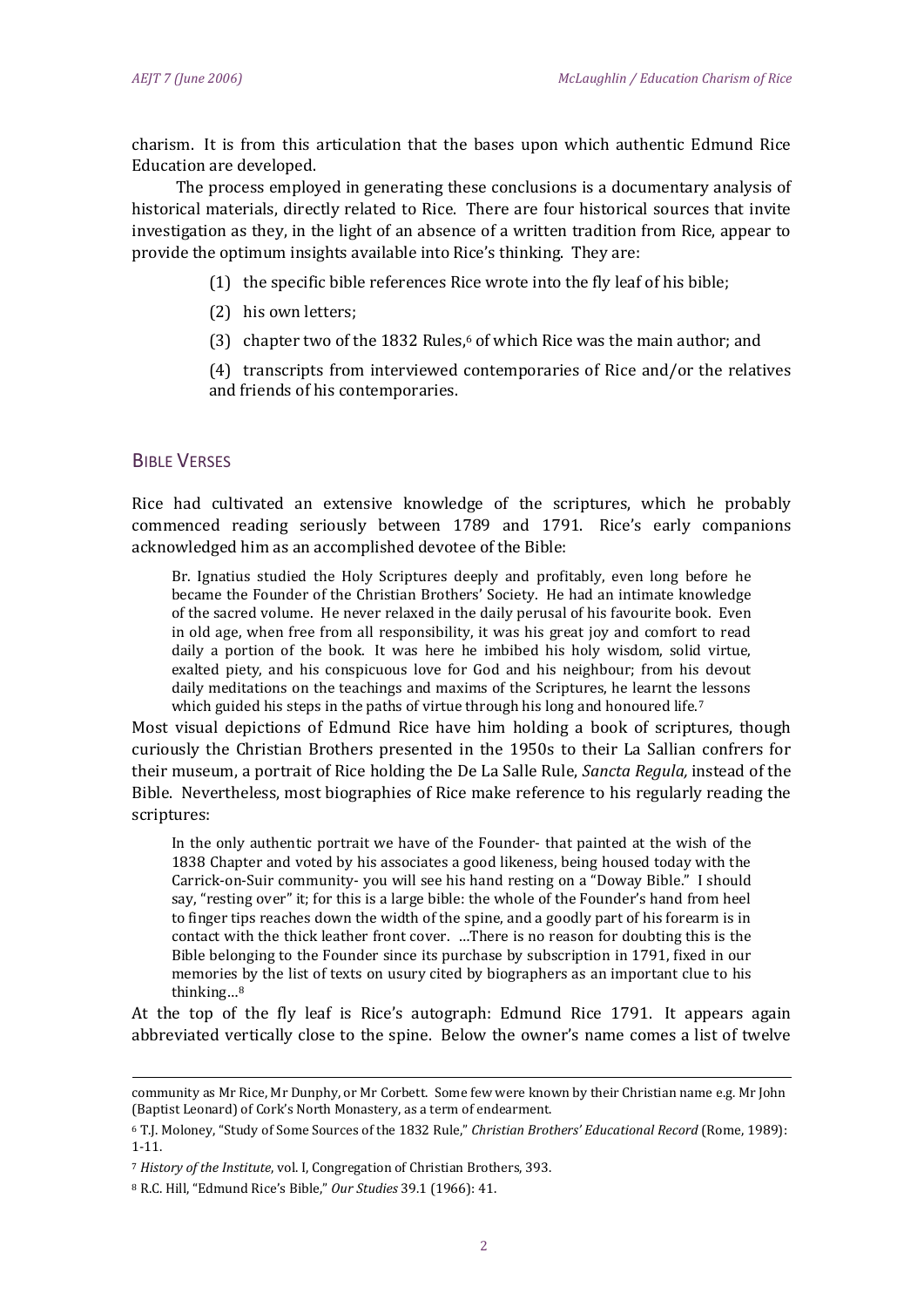charism. It is from this articulation that the bases upon which authentic Edmund Rice Education are developed.

The process employed in generating these conclusions is a documentary analysis of historical materials, directly related to Rice. There are four historical sources that invite investigation as they, in the light of an absence of a written tradition from Rice, appear to provide the optimum insights available into Rice's thinking. They are:

(1) the specific bible references Rice wrote into the fly leaf of his bible;

(2) his own letters;

(3) chapter two of the 1832 Rules,[6] of which Rice was the main author; and

(4) transcripts from interviewed contemporaries of Rice and/or the relatives and friends of his contemporaries.

## BIBLE VERSES

Rice had cultivated an extensive knowledge of the scriptures, which he probably commenced reading seriously between 1789 and 1791. Rice's early companions acknowledged him as an accomplished devotee of the Bible:

> Br. Ignatius studied the Holy Scriptures deeply and profitably, even long before he became the Founder of the Christian Brothers' Society. He had an intimate knowledge of the sacred volume. He never relaxed in the daily perusal of his favourite book. Even in old age, when free from all responsibility, it was his great joy and comfort to read daily a portion of the book. It was here he imbibed his holy wisdom, solid virtue, exalted piety, and his conspicuous love for God and his neighbour; from his devout daily meditations on the teachings and maxims of the Scriptures, he learnt the lessons which guided his steps in the paths of virtue through his long and honoured life.[7]

Most visual depictions of Edmund Rice have him holding a book of scriptures, though curiously the Christian Brothers presented in the 1950s to their La Sallian confrers for their museum, a portrait of Rice holding the De La Salle Rule, *Sancta Regula,* instead of the Bible. Nevertheless, most biographies of Rice make reference to his regularly reading the scriptures:

> In the only authentic portrait we have of the Founder- that painted at the wish of the 1838 Chapter and voted by his associates a good likeness, being housed today with the Carrick-on-Suir community- you will see his hand resting on a "Doway Bible." I should say, "resting over" it; for this is a large bible: the whole of the Founder's hand from heel to finger tips reaches down the width of the spine, and a goodly part of his forearm is in contact with the thick leather front cover. …There is no reason for doubting this is the Bible belonging to the Founder since its purchase by subscription in 1791, fixed in our memories by the list of texts on usury cited by biographers as an important clue to his thinking…[8]

At the top of the fly leaf is Rice's autograph: Edmund Rice 1791. It appears again abbreviated vertically close to the spine. Below the owner's name comes a list of twelve

---

community as Mr Rice, Mr Dunphy, or Mr Corbett. Some few were known by their Christian name e.g. Mr John (Baptist Leonard) of Cork's North Monastery, as a term of endearment.

[6] T.J. Moloney, "Study of Some Sources of the 1832 Rule," *Christian Brothers' Educational Record* (Rome, 1989): 1-11.

[7] *History of the Institute*, vol. I, Congregation of Christian Brothers, 393.

[8] R.C. Hill, "Edmund Rice's Bible," *Our Studies* 39.1 (1966): 41.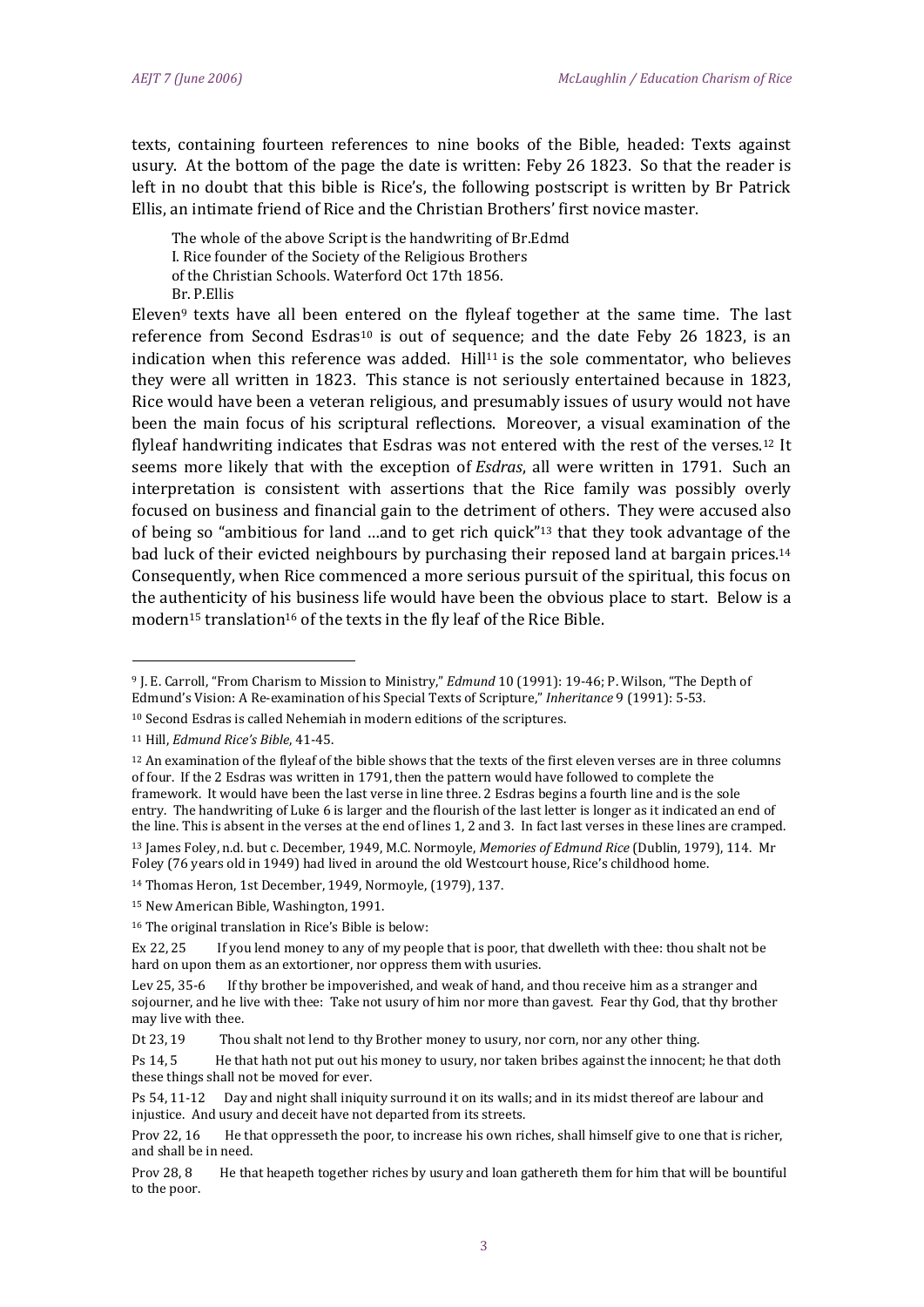texts, containing fourteen references to nine books of the Bible, headed: Texts against usury. At the bottom of the page the date is written: Feby 26 1823. So that the reader is left in no doubt that this bible is Rice's, the following postscript is written by Br Patrick Ellis, an intimate friend of Rice and the Christian Brothers' first novice master.

> The whole of the above Script is the handwriting of Br.Edmd
> I. Rice founder of the Society of the Religious Brothers
> of the Christian Schools. Waterford Oct 17th 1856.
> Br. P.Ellis

Eleven[9] texts have all been entered on the flyleaf together at the same time. The last reference from Second Esdras[10] is out of sequence; and the date Feby 26 1823, is an indication when this reference was added. Hill[11] is the sole commentator, who believes they were all written in 1823. This stance is not seriously entertained because in 1823, Rice would have been a veteran religious, and presumably issues of usury would not have been the main focus of his scriptural reflections. Moreover, a visual examination of the flyleaf handwriting indicates that Esdras was not entered with the rest of the verses.[12] It seems more likely that with the exception of *Esdras*, all were written in 1791. Such an interpretation is consistent with assertions that the Rice family was possibly overly focused on business and financial gain to the detriment of others. They were accused also of being so "ambitious for land …and to get rich quick"[13] that they took advantage of the bad luck of their evicted neighbours by purchasing their reposed land at bargain prices.[14] Consequently, when Rice commenced a more serious pursuit of the spiritual, this focus on the authenticity of his business life would have been the obvious place to start. Below is a modern[15] translation[16] of the texts in the fly leaf of the Rice Bible.

---

[9] J. E. Carroll, "From Charism to Mission to Ministry," *Edmund* 10 (1991): 19-46; P. Wilson, "The Depth of Edmund's Vision: A Re-examination of his Special Texts of Scripture," *Inheritance* 9 (1991): 5-53.

[10] Second Esdras is called Nehemiah in modern editions of the scriptures.

[11] Hill, *Edmund Rice's Bible*, 41-45.

[12] An examination of the flyleaf of the bible shows that the texts of the first eleven verses are in three columns of four. If the 2 Esdras was written in 1791, then the pattern would have followed to complete the framework. It would have been the last verse in line three. 2 Esdras begins a fourth line and is the sole entry. The handwriting of Luke 6 is larger and the flourish of the last letter is longer as it indicated an end of the line. This is absent in the verses at the end of lines 1, 2 and 3. In fact last verses in these lines are cramped.

[13] James Foley, n.d. but c. December, 1949, M.C. Normoyle, *Memories of Edmund Rice* (Dublin, 1979), 114. Mr Foley (76 years old in 1949) had lived in around the old Westcourt house, Rice's childhood home.

[14] Thomas Heron, 1st December, 1949, Normoyle, (1979), 137.

[15] New American Bible, Washington, 1991.

[16] The original translation in Rice's Bible is below:

Ex 22, 25 If you lend money to any of my people that is poor, that dwelleth with thee: thou shalt not be hard on upon them as an extortioner, nor oppress them with usuries.

Lev 25, 35-6 If thy brother be impoverished, and weak of hand, and thou receive him as a stranger and sojourner, and he live with thee: Take not usury of him nor more than gavest. Fear thy God, that thy brother may live with thee.

Dt 23, 19 Thou shalt not lend to thy Brother money to usury, nor corn, nor any other thing.

Ps 14, 5 He that hath not put out his money to usury, nor taken bribes against the innocent; he that doth these things shall not be moved for ever.

Ps 54, 11-12 Day and night shall iniquity surround it on its walls; and in its midst thereof are labour and injustice. And usury and deceit have not departed from its streets.

Prov 22, 16 He that oppresseth the poor, to increase his own riches, shall himself give to one that is richer, and shall be in need.

Prov 28, 8 He that heapeth together riches by usury and loan gathereth them for him that will be bountiful to the poor.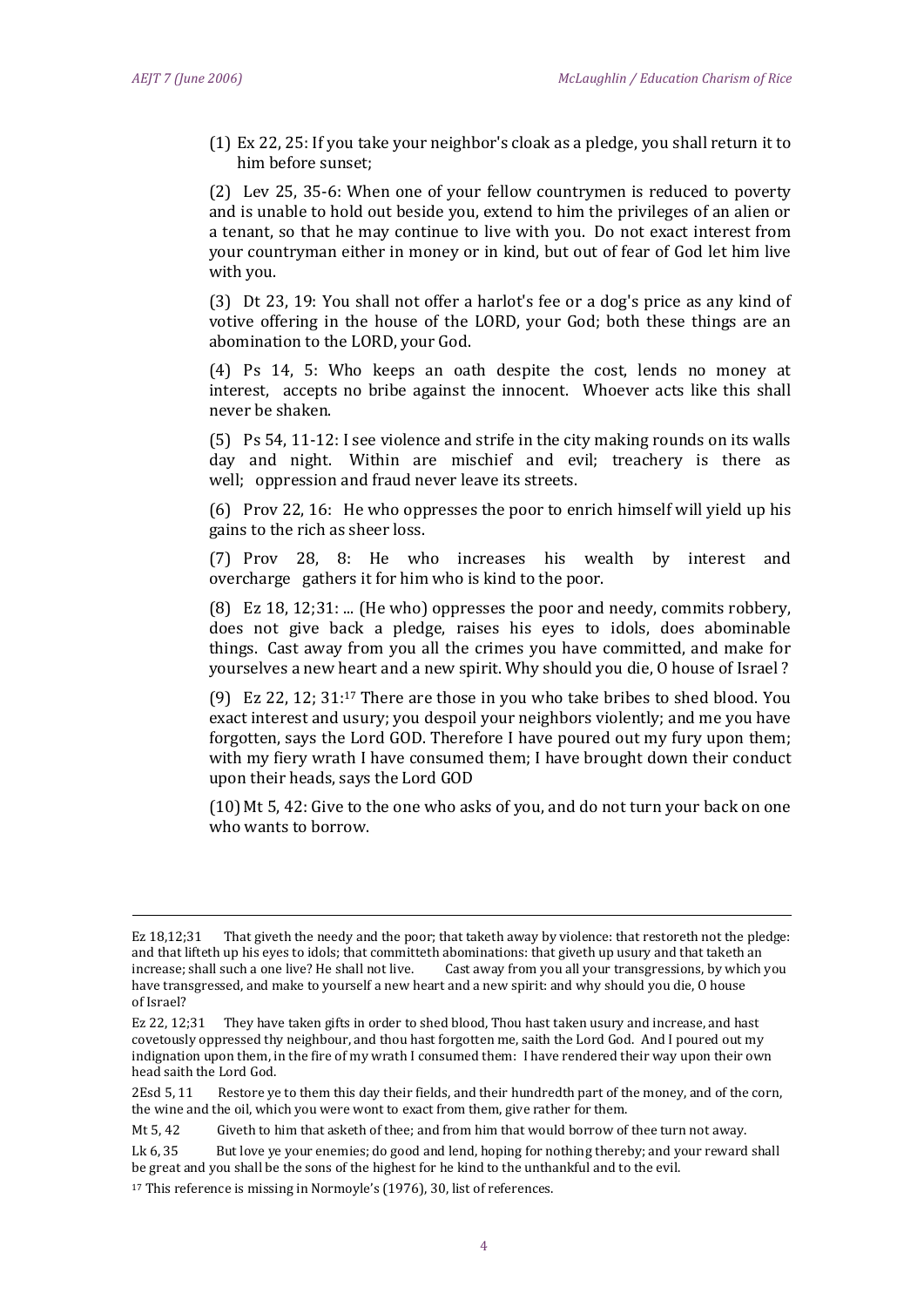(1) Ex 22, 25: If you take your neighbor's cloak as a pledge, you shall return it to him before sunset;

(2) Lev 25, 35-6: When one of your fellow countrymen is reduced to poverty and is unable to hold out beside you, extend to him the privileges of an alien or a tenant, so that he may continue to live with you. Do not exact interest from your countryman either in money or in kind, but out of fear of God let him live with you.

(3) Dt 23, 19: You shall not offer a harlot's fee or a dog's price as any kind of votive offering in the house of the LORD, your God; both these things are an abomination to the LORD, your God.

(4) Ps 14, 5: Who keeps an oath despite the cost, lends no money at interest, accepts no bribe against the innocent. Whoever acts like this shall never be shaken.

(5) Ps 54, 11-12: I see violence and strife in the city making rounds on its walls day and night. Within are mischief and evil; treachery is there as well; oppression and fraud never leave its streets.

(6) Prov 22, 16: He who oppresses the poor to enrich himself will yield up his gains to the rich as sheer loss.

(7) Prov 28, 8: He who increases his wealth by interest and overcharge gathers it for him who is kind to the poor.

(8) Ez 18, 12;31: ... (He who) oppresses the poor and needy, commits robbery, does not give back a pledge, raises his eyes to idols, does abominable things. Cast away from you all the crimes you have committed, and make for yourselves a new heart and a new spirit. Why should you die, O house of Israel ?

(9) Ez 22, 12; 31:[17] There are those in you who take bribes to shed blood. You exact interest and usury; you despoil your neighbors violently; and me you have forgotten, says the Lord GOD. Therefore I have poured out my fury upon them; with my fiery wrath I have consumed them; I have brought down their conduct upon their heads, says the Lord GOD

(10) Mt 5, 42: Give to the one who asks of you, and do not turn your back on one who wants to borrow.

---

Ez 18,12;31 That giveth the needy and the poor; that taketh away by violence: that restoreth not the pledge: and that lifteth up his eyes to idols; that committeth abominations: that giveth up usury and that taketh an increase; shall such a one live? He shall not live. Cast away from you all your transgressions, by which you have transgressed, and make to yourself a new heart and a new spirit: and why should you die, O house of Israel?

Ez 22, 12;31 They have taken gifts in order to shed blood, Thou hast taken usury and increase, and hast covetously oppressed thy neighbour, and thou hast forgotten me, saith the Lord God. And I poured out my indignation upon them, in the fire of my wrath I consumed them: I have rendered their way upon their own head saith the Lord God.

2Esd 5, 11 Restore ye to them this day their fields, and their hundredth part of the money, and of the corn, the wine and the oil, which you were wont to exact from them, give rather for them.

Mt 5, 42 Giveth to him that asketh of thee; and from him that would borrow of thee turn not away.

Lk 6, 35 But love ye your enemies; do good and lend, hoping for nothing thereby; and your reward shall be great and you shall be the sons of the highest for he kind to the unthankful and to the evil.

[17] This reference is missing in Normoyle's (1976), 30, list of references.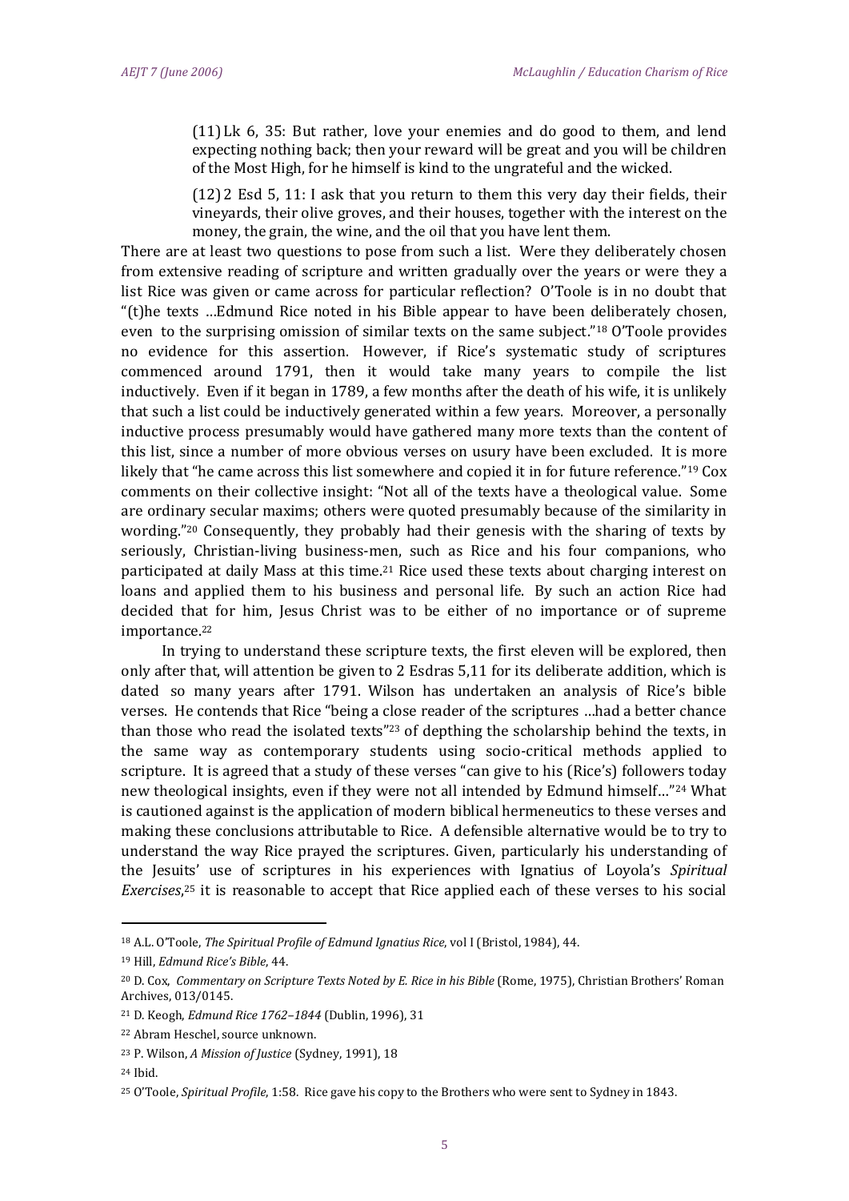> (11) Lk 6, 35: But rather, love your enemies and do good to them, and lend expecting nothing back; then your reward will be great and you will be children of the Most High, for he himself is kind to the ungrateful and the wicked.
>
> (12) 2 Esd 5, 11: I ask that you return to them this very day their fields, their vineyards, their olive groves, and their houses, together with the interest on the money, the grain, the wine, and the oil that you have lent them.

There are at least two questions to pose from such a list. Were they deliberately chosen from extensive reading of scripture and written gradually over the years or were they a list Rice was given or came across for particular reflection? O'Toole is in no doubt that "(t)he texts …Edmund Rice noted in his Bible appear to have been deliberately chosen, even to the surprising omission of similar texts on the same subject."[18] O'Toole provides no evidence for this assertion. However, if Rice's systematic study of scriptures commenced around 1791, then it would take many years to compile the list inductively. Even if it began in 1789, a few months after the death of his wife, it is unlikely that such a list could be inductively generated within a few years. Moreover, a personally inductive process presumably would have gathered many more texts than the content of this list, since a number of more obvious verses on usury have been excluded. It is more likely that "he came across this list somewhere and copied it in for future reference."[19] Cox comments on their collective insight: "Not all of the texts have a theological value. Some are ordinary secular maxims; others were quoted presumably because of the similarity in wording."[20] Consequently, they probably had their genesis with the sharing of texts by seriously, Christian-living business-men, such as Rice and his four companions, who participated at daily Mass at this time.[21] Rice used these texts about charging interest on loans and applied them to his business and personal life. By such an action Rice had decided that for him, Jesus Christ was to be either of no importance or of supreme importance.[22]

In trying to understand these scripture texts, the first eleven will be explored, then only after that, will attention be given to 2 Esdras 5,11 for its deliberate addition, which is dated so many years after 1791. Wilson has undertaken an analysis of Rice's bible verses. He contends that Rice "being a close reader of the scriptures …had a better chance than those who read the isolated texts"[23] of depthing the scholarship behind the texts, in the same way as contemporary students using socio-critical methods applied to scripture. It is agreed that a study of these verses "can give to his (Rice's) followers today new theological insights, even if they were not all intended by Edmund himself…"[24] What is cautioned against is the application of modern biblical hermeneutics to these verses and making these conclusions attributable to Rice. A defensible alternative would be to try to understand the way Rice prayed the scriptures. Given, particularly his understanding of the Jesuits' use of scriptures in his experiences with Ignatius of Loyola's *Spiritual Exercises*,[25] it is reasonable to accept that Rice applied each of these verses to his social

---

[18] A.L. O'Toole, *The Spiritual Profile of Edmund Ignatius Rice*, vol I (Bristol, 1984), 44.

[19] Hill, *Edmund Rice's Bible*, 44.

[20] D. Cox, *Commentary on Scripture Texts Noted by E. Rice in his Bible* (Rome, 1975), Christian Brothers' Roman Archives, 013/0145.

[21] D. Keogh, *Edmund Rice 1762–1844* (Dublin, 1996), 31

[22] Abram Heschel, source unknown.

[23] P. Wilson, *A Mission of Justice* (Sydney, 1991), 18

[24] Ibid.

[25] O'Toole, *Spiritual Profile*, 1:58. Rice gave his copy to the Brothers who were sent to Sydney in 1843.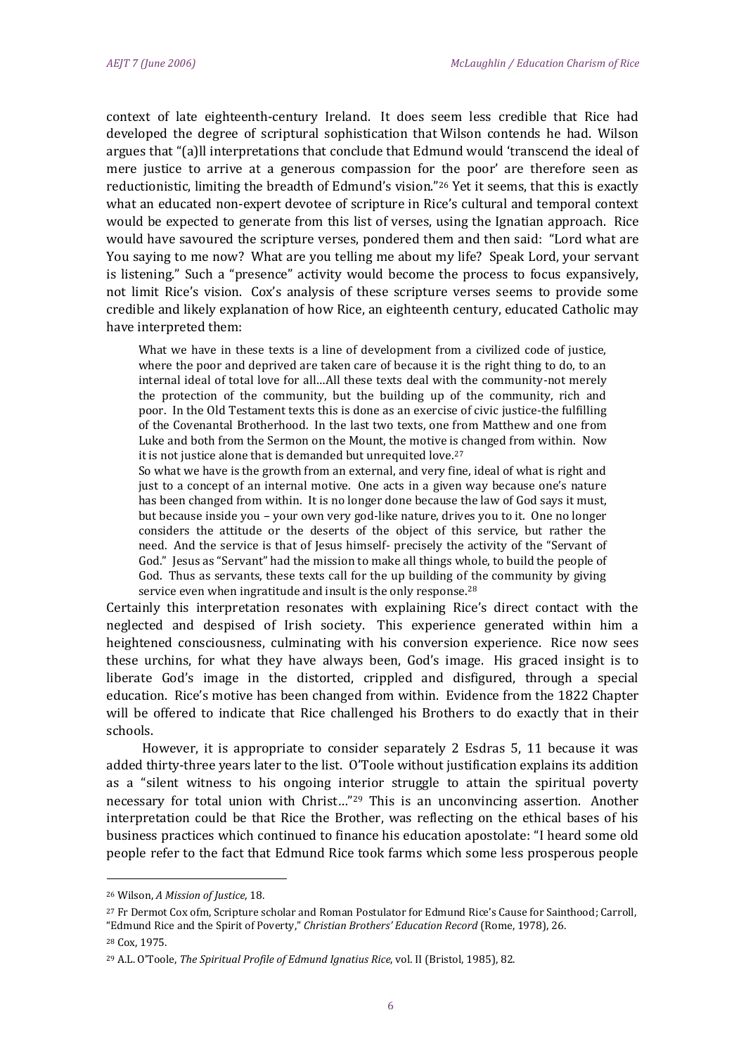context of late eighteenth-century Ireland. It does seem less credible that Rice had developed the degree of scriptural sophistication that Wilson contends he had. Wilson argues that "(a)ll interpretations that conclude that Edmund would 'transcend the ideal of mere justice to arrive at a generous compassion for the poor' are therefore seen as reductionistic, limiting the breadth of Edmund's vision."[26] Yet it seems, that this is exactly what an educated non-expert devotee of scripture in Rice's cultural and temporal context would be expected to generate from this list of verses, using the Ignatian approach. Rice would have savoured the scripture verses, pondered them and then said: "Lord what are You saying to me now? What are you telling me about my life? Speak Lord, your servant is listening." Such a "presence" activity would become the process to focus expansively, not limit Rice's vision. Cox's analysis of these scripture verses seems to provide some credible and likely explanation of how Rice, an eighteenth century, educated Catholic may have interpreted them:

> What we have in these texts is a line of development from a civilized code of justice, where the poor and deprived are taken care of because it is the right thing to do, to an internal ideal of total love for all…All these texts deal with the community-not merely the protection of the community, but the building up of the community, rich and poor. In the Old Testament texts this is done as an exercise of civic justice-the fulfilling of the Covenantal Brotherhood. In the last two texts, one from Matthew and one from Luke and both from the Sermon on the Mount, the motive is changed from within. Now it is not justice alone that is demanded but unrequited love.[27]
>
> So what we have is the growth from an external, and very fine, ideal of what is right and just to a concept of an internal motive. One acts in a given way because one's nature has been changed from within. It is no longer done because the law of God says it must, but because inside you – your own very god-like nature, drives you to it. One no longer considers the attitude or the deserts of the object of this service, but rather the need. And the service is that of Jesus himself- precisely the activity of the "Servant of God." Jesus as "Servant" had the mission to make all things whole, to build the people of God. Thus as servants, these texts call for the up building of the community by giving service even when ingratitude and insult is the only response.[28]

Certainly this interpretation resonates with explaining Rice's direct contact with the neglected and despised of Irish society. This experience generated within him a heightened consciousness, culminating with his conversion experience. Rice now sees these urchins, for what they have always been, God's image. His graced insight is to liberate God's image in the distorted, crippled and disfigured, through a special education. Rice's motive has been changed from within. Evidence from the 1822 Chapter will be offered to indicate that Rice challenged his Brothers to do exactly that in their schools.

However, it is appropriate to consider separately 2 Esdras 5, 11 because it was added thirty-three years later to the list. O'Toole without justification explains its addition as a "silent witness to his ongoing interior struggle to attain the spiritual poverty necessary for total union with Christ…"[29] This is an unconvincing assertion. Another interpretation could be that Rice the Brother, was reflecting on the ethical bases of his business practices which continued to finance his education apostolate: "I heard some old people refer to the fact that Edmund Rice took farms which some less prosperous people

---

[26] Wilson, *A Mission of Justice*, 18.

[27] Fr Dermot Cox ofm, Scripture scholar and Roman Postulator for Edmund Rice's Cause for Sainthood; Carroll, "Edmund Rice and the Spirit of Poverty," *Christian Brothers' Education Record* (Rome, 1978), 26.

[28] Cox, 1975.

[29] A.L. O'Toole, *The Spiritual Profile of Edmund Ignatius Rice*, vol. II (Bristol, 1985), 82.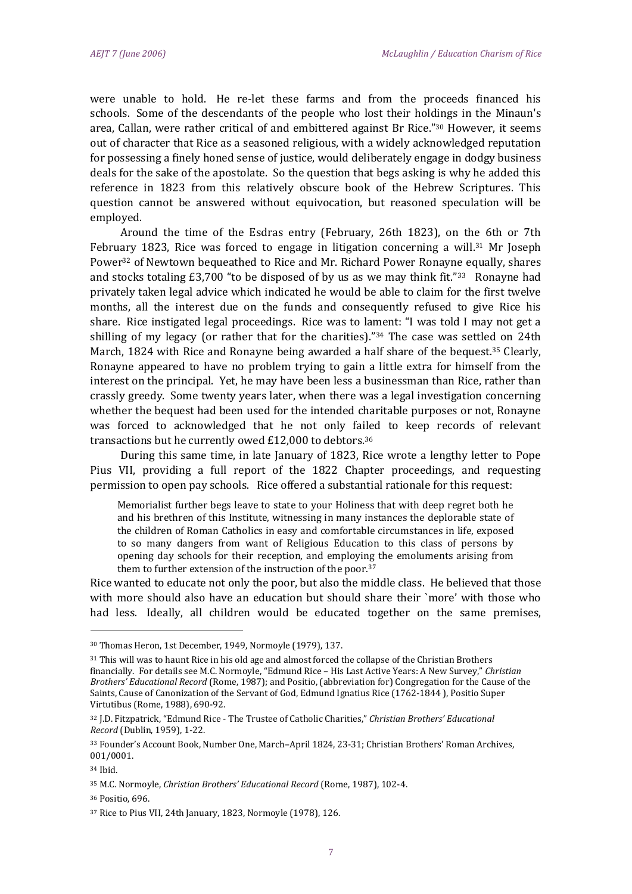were unable to hold. He re-let these farms and from the proceeds financed his schools. Some of the descendants of the people who lost their holdings in the Minaun's area, Callan, were rather critical of and embittered against Br Rice."[30] However, it seems out of character that Rice as a seasoned religious, with a widely acknowledged reputation for possessing a finely honed sense of justice, would deliberately engage in dodgy business deals for the sake of the apostolate. So the question that begs asking is why he added this reference in 1823 from this relatively obscure book of the Hebrew Scriptures. This question cannot be answered without equivocation, but reasoned speculation will be employed.

Around the time of the Esdras entry (February, 26th 1823), on the 6th or 7th February 1823, Rice was forced to engage in litigation concerning a will.[31] Mr Joseph Power[32] of Newtown bequeathed to Rice and Mr. Richard Power Ronayne equally, shares and stocks totaling £3,700 "to be disposed of by us as we may think fit."[33] Ronayne had privately taken legal advice which indicated he would be able to claim for the first twelve months, all the interest due on the funds and consequently refused to give Rice his share. Rice instigated legal proceedings. Rice was to lament: "I was told I may not get a shilling of my legacy (or rather that for the charities)."[34] The case was settled on 24th March, 1824 with Rice and Ronayne being awarded a half share of the bequest.[35] Clearly, Ronayne appeared to have no problem trying to gain a little extra for himself from the interest on the principal. Yet, he may have been less a businessman than Rice, rather than crassly greedy. Some twenty years later, when there was a legal investigation concerning whether the bequest had been used for the intended charitable purposes or not, Ronayne was forced to acknowledged that he not only failed to keep records of relevant transactions but he currently owed £12,000 to debtors.[36]

During this same time, in late January of 1823, Rice wrote a lengthy letter to Pope Pius VII, providing a full report of the 1822 Chapter proceedings, and requesting permission to open pay schools. Rice offered a substantial rationale for this request:

> Memorialist further begs leave to state to your Holiness that with deep regret both he and his brethren of this Institute, witnessing in many instances the deplorable state of the children of Roman Catholics in easy and comfortable circumstances in life, exposed to so many dangers from want of Religious Education to this class of persons by opening day schools for their reception, and employing the emoluments arising from them to further extension of the instruction of the poor.[37]

Rice wanted to educate not only the poor, but also the middle class. He believed that those with more should also have an education but should share their `more' with those who had less. Ideally, all children would be educated together on the same premises,

---

[30] Thomas Heron, 1st December, 1949, Normoyle (1979), 137.

[31] This will was to haunt Rice in his old age and almost forced the collapse of the Christian Brothers financially. For details see M.C. Normoyle, "Edmund Rice – His Last Active Years: A New Survey," *Christian Brothers' Educational Record* (Rome, 1987); and Positio, (abbreviation for) Congregation for the Cause of the Saints, Cause of Canonization of the Servant of God, Edmund Ignatius Rice (1762-1844 ), Positio Super Virtutibus (Rome, 1988), 690-92.

[32] J.D. Fitzpatrick, "Edmund Rice - The Trustee of Catholic Charities," *Christian Brothers' Educational Record* (Dublin, 1959), 1-22.

[33] Founder's Account Book, Number One, March–April 1824, 23-31; Christian Brothers' Roman Archives, 001/0001.

[34] Ibid.

[35] M.C. Normoyle, *Christian Brothers' Educational Record* (Rome, 1987), 102-4.

[36] Positio, 696.

[37] Rice to Pius VII, 24th January, 1823, Normoyle (1978), 126.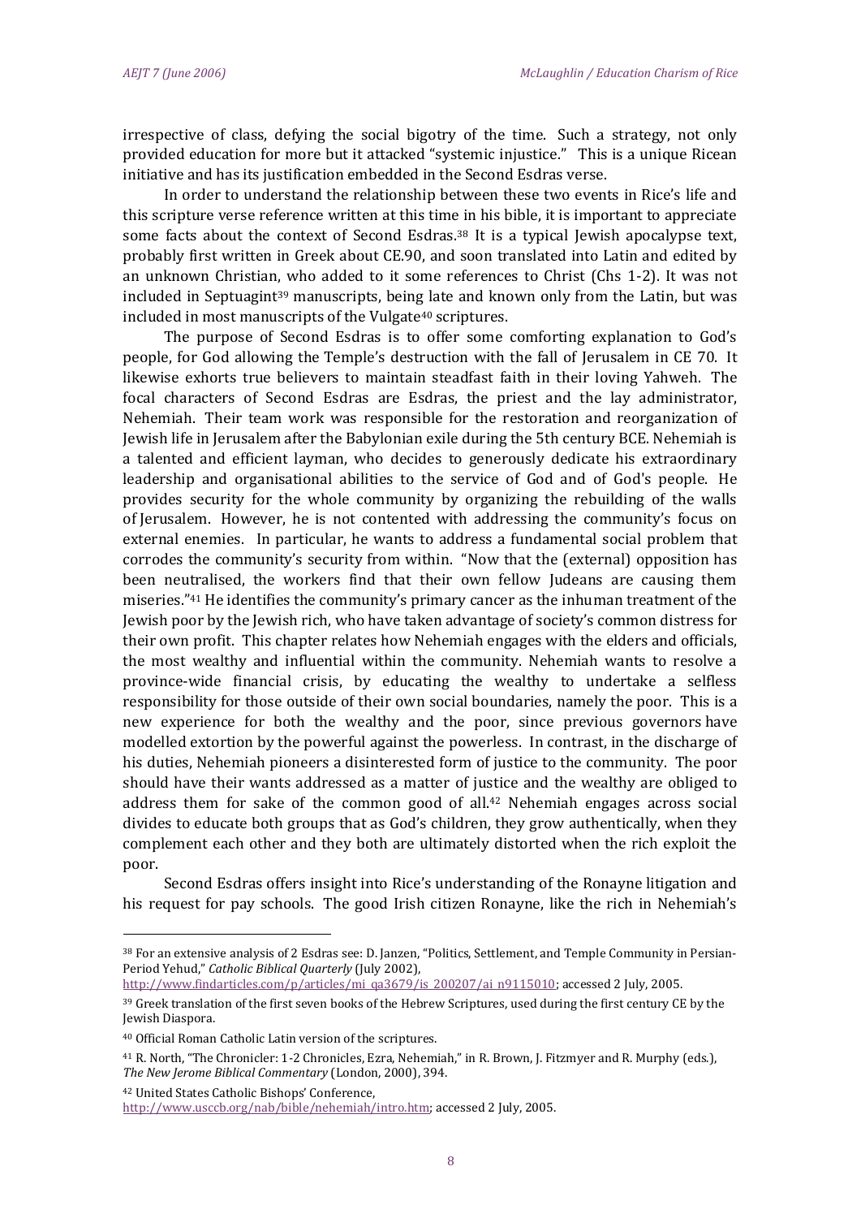irrespective of class, defying the social bigotry of the time. Such a strategy, not only provided education for more but it attacked "systemic injustice." This is a unique Ricean initiative and has its justification embedded in the Second Esdras verse.

In order to understand the relationship between these two events in Rice's life and this scripture verse reference written at this time in his bible, it is important to appreciate some facts about the context of Second Esdras.[38] It is a typical Jewish apocalypse text, probably first written in Greek about CE.90, and soon translated into Latin and edited by an unknown Christian, who added to it some references to Christ (Chs 1-2). It was not included in Septuagint[39] manuscripts, being late and known only from the Latin, but was included in most manuscripts of the Vulgate[40] scriptures.

The purpose of Second Esdras is to offer some comforting explanation to God's people, for God allowing the Temple's destruction with the fall of Jerusalem in CE 70. It likewise exhorts true believers to maintain steadfast faith in their loving Yahweh. The focal characters of Second Esdras are Esdras, the priest and the lay administrator, Nehemiah. Their team work was responsible for the restoration and reorganization of Jewish life in Jerusalem after the Babylonian exile during the 5th century BCE. Nehemiah is a talented and efficient layman, who decides to generously dedicate his extraordinary leadership and organisational abilities to the service of God and of God's people. He provides security for the whole community by organizing the rebuilding of the walls of Jerusalem. However, he is not contented with addressing the community's focus on external enemies. In particular, he wants to address a fundamental social problem that corrodes the community's security from within. "Now that the (external) opposition has been neutralised, the workers find that their own fellow Judeans are causing them miseries."[41] He identifies the community's primary cancer as the inhuman treatment of the Jewish poor by the Jewish rich, who have taken advantage of society's common distress for their own profit. This chapter relates how Nehemiah engages with the elders and officials, the most wealthy and influential within the community. Nehemiah wants to resolve a province-wide financial crisis, by educating the wealthy to undertake a selfless responsibility for those outside of their own social boundaries, namely the poor. This is a new experience for both the wealthy and the poor, since previous governors have modelled extortion by the powerful against the powerless. In contrast, in the discharge of his duties, Nehemiah pioneers a disinterested form of justice to the community. The poor should have their wants addressed as a matter of justice and the wealthy are obliged to address them for sake of the common good of all.[42] Nehemiah engages across social divides to educate both groups that as God's children, they grow authentically, when they complement each other and they both are ultimately distorted when the rich exploit the poor.

Second Esdras offers insight into Rice's understanding of the Ronayne litigation and his request for pay schools. The good Irish citizen Ronayne, like the rich in Nehemiah's

---

[38] For an extensive analysis of 2 Esdras see: D. Janzen, "Politics, Settlement, and Temple Community in Persian-Period Yehud," *Catholic Biblical Quarterly* (July 2002), http://www.findarticles.com/p/articles/mi_qa3679/is_200207/ai_n9115010; accessed 2 July, 2005.

[39] Greek translation of the first seven books of the Hebrew Scriptures, used during the first century CE by the Jewish Diaspora.

[40] Official Roman Catholic Latin version of the scriptures.

[41] R. North, "The Chronicler: 1-2 Chronicles, Ezra, Nehemiah," in R. Brown, J. Fitzmyer and R. Murphy (eds.), *The New Jerome Biblical Commentary* (London, 2000), 394.

[42] United States Catholic Bishops' Conference, http://www.usccb.org/nab/bible/nehemiah/intro.htm; accessed 2 July, 2005.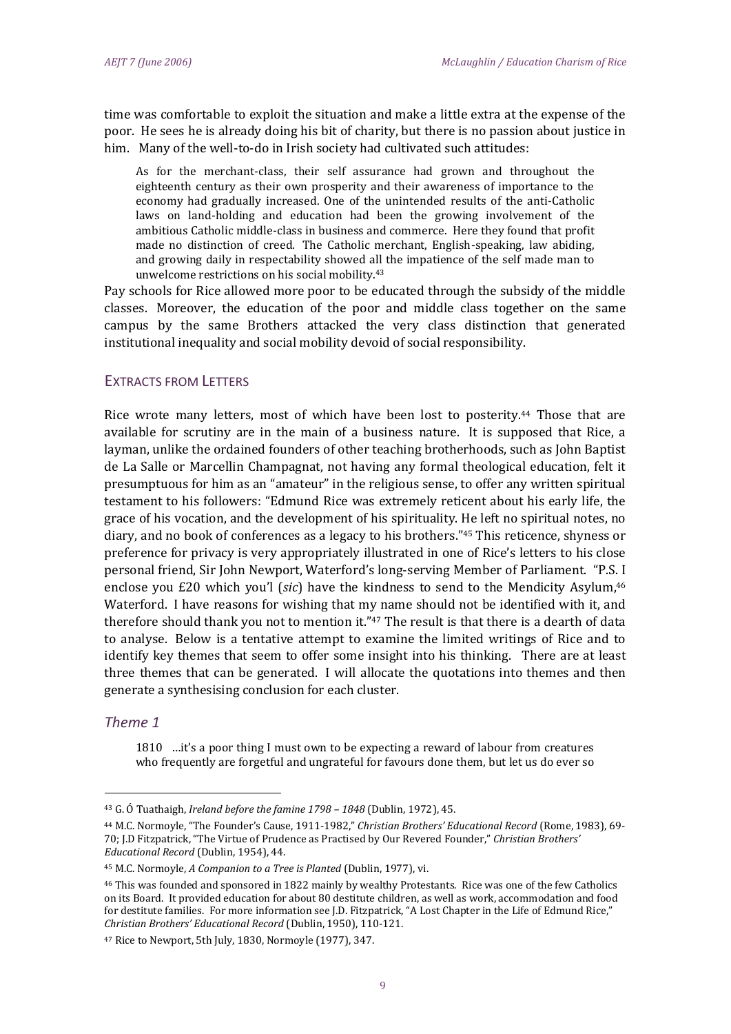time was comfortable to exploit the situation and make a little extra at the expense of the poor. He sees he is already doing his bit of charity, but there is no passion about justice in him. Many of the well-to-do in Irish society had cultivated such attitudes:

> As for the merchant-class, their self assurance had grown and throughout the eighteenth century as their own prosperity and their awareness of importance to the economy had gradually increased. One of the unintended results of the anti-Catholic laws on land-holding and education had been the growing involvement of the ambitious Catholic middle-class in business and commerce. Here they found that profit made no distinction of creed. The Catholic merchant, English-speaking, law abiding, and growing daily in respectability showed all the impatience of the self made man to unwelcome restrictions on his social mobility.[43]

Pay schools for Rice allowed more poor to be educated through the subsidy of the middle classes. Moreover, the education of the poor and middle class together on the same campus by the same Brothers attacked the very class distinction that generated institutional inequality and social mobility devoid of social responsibility.

## Extracts from Letters

Rice wrote many letters, most of which have been lost to posterity.[44] Those that are available for scrutiny are in the main of a business nature. It is supposed that Rice, a layman, unlike the ordained founders of other teaching brotherhoods, such as John Baptist de La Salle or Marcellin Champagnat, not having any formal theological education, felt it presumptuous for him as an "amateur" in the religious sense, to offer any written spiritual testament to his followers: "Edmund Rice was extremely reticent about his early life, the grace of his vocation, and the development of his spirituality. He left no spiritual notes, no diary, and no book of conferences as a legacy to his brothers."[45] This reticence, shyness or preference for privacy is very appropriately illustrated in one of Rice's letters to his close personal friend, Sir John Newport, Waterford's long-serving Member of Parliament. "P.S. I enclose you £20 which you'l (*sic*) have the kindness to send to the Mendicity Asylum,[46] Waterford. I have reasons for wishing that my name should not be identified with it, and therefore should thank you not to mention it."[47] The result is that there is a dearth of data to analyse. Below is a tentative attempt to examine the limited writings of Rice and to identify key themes that seem to offer some insight into his thinking. There are at least three themes that can be generated. I will allocate the quotations into themes and then generate a synthesising conclusion for each cluster.

### *Theme 1*

> 1810 …it's a poor thing I must own to be expecting a reward of labour from creatures who frequently are forgetful and ungrateful for favours done them, but let us do ever so

---

[43] G. Ó Tuathaigh, *Ireland before the famine 1798 – 1848* (Dublin, 1972), 45.

[44] M.C. Normoyle, "The Founder's Cause, 1911-1982," *Christian Brothers' Educational Record* (Rome, 1983), 69-70; J.D Fitzpatrick, "The Virtue of Prudence as Practised by Our Revered Founder," *Christian Brothers' Educational Record* (Dublin, 1954), 44.

[45] M.C. Normoyle, *A Companion to a Tree is Planted* (Dublin, 1977), vi.

[46] This was founded and sponsored in 1822 mainly by wealthy Protestants. Rice was one of the few Catholics on its Board. It provided education for about 80 destitute children, as well as work, accommodation and food for destitute families. For more information see J.D. Fitzpatrick, "A Lost Chapter in the Life of Edmund Rice," *Christian Brothers' Educational Record* (Dublin, 1950), 110-121.

[47] Rice to Newport, 5th July, 1830, Normoyle (1977), 347.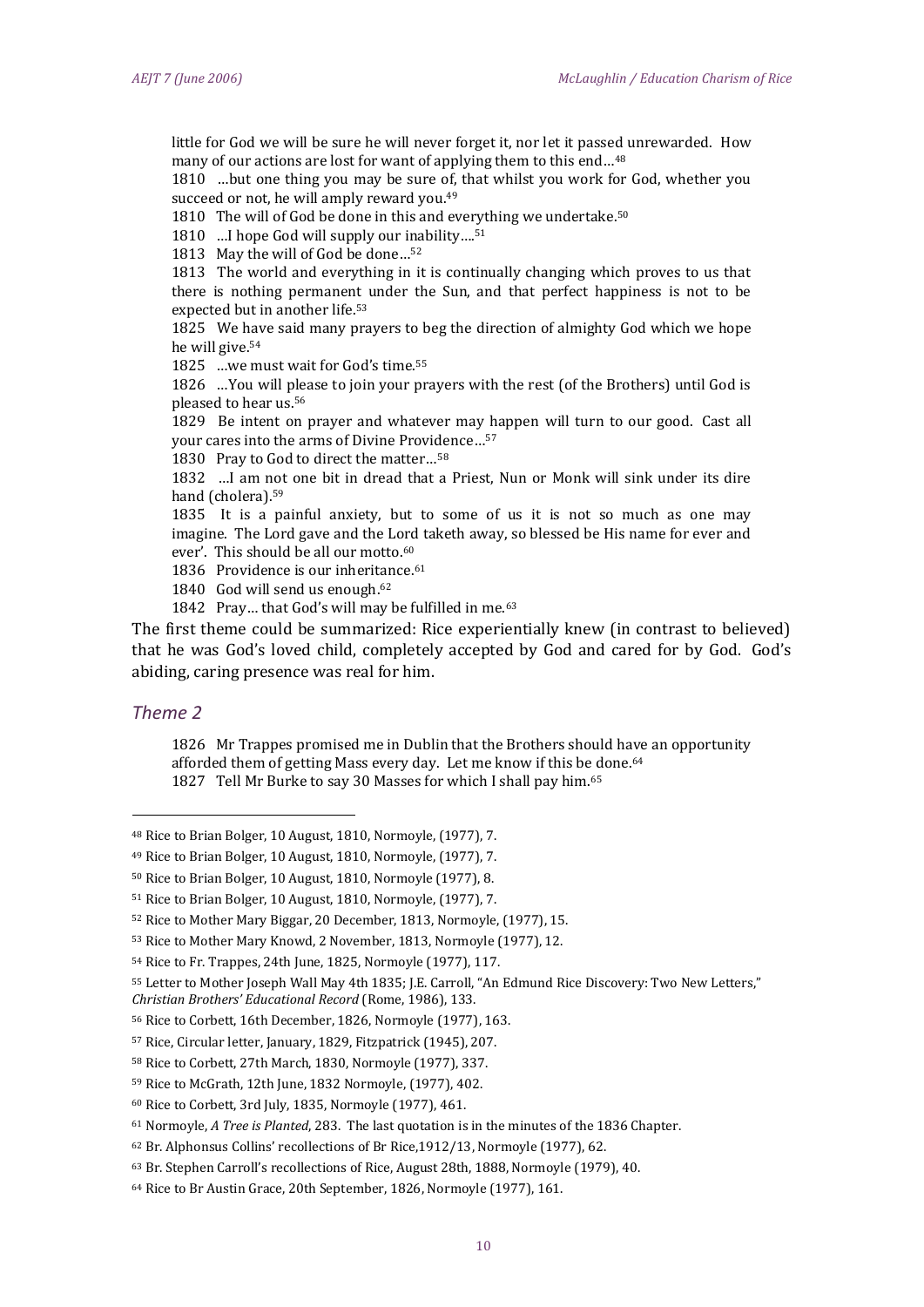little for God we will be sure he will never forget it, nor let it passed unrewarded. How many of our actions are lost for want of applying them to this end…[48]

1810 …but one thing you may be sure of, that whilst you work for God, whether you succeed or not, he will amply reward you.[49]

1810 The will of God be done in this and everything we undertake.[50]

1810 …I hope God will supply our inability….[51]

1813 May the will of God be done…[52]

1813 The world and everything in it is continually changing which proves to us that there is nothing permanent under the Sun, and that perfect happiness is not to be expected but in another life.[53]

1825 We have said many prayers to beg the direction of almighty God which we hope he will give.[54]

1825 …we must wait for God's time.[55]

1826 …You will please to join your prayers with the rest (of the Brothers) until God is pleased to hear us.[56]

1829 Be intent on prayer and whatever may happen will turn to our good. Cast all your cares into the arms of Divine Providence…[57]

1830 Pray to God to direct the matter…[58]

1832 …I am not one bit in dread that a Priest, Nun or Monk will sink under its dire hand (cholera).[59]

1835 It is a painful anxiety, but to some of us it is not so much as one may imagine. The Lord gave and the Lord taketh away, so blessed be His name for ever and ever'. This should be all our motto.[60]

1836 Providence is our inheritance.[61]

1840 God will send us enough.[62]

1842 Pray… that God's will may be fulfilled in me.[63]

The first theme could be summarized: Rice experientially knew (in contrast to believed) that he was God's loved child, completely accepted by God and cared for by God. God's abiding, caring presence was real for him.

### *Theme 2*

1826 Mr Trappes promised me in Dublin that the Brothers should have an opportunity afforded them of getting Mass every day. Let me know if this be done.[64]

1827 Tell Mr Burke to say 30 Masses for which I shall pay him.[65]

---

[48] Rice to Brian Bolger, 10 August, 1810, Normoyle, (1977), 7.

[49] Rice to Brian Bolger, 10 August, 1810, Normoyle, (1977), 7.

[50] Rice to Brian Bolger, 10 August, 1810, Normoyle (1977), 8.

[51] Rice to Brian Bolger, 10 August, 1810, Normoyle, (1977), 7.

[52] Rice to Mother Mary Biggar, 20 December, 1813, Normoyle, (1977), 15.

[53] Rice to Mother Mary Knowd, 2 November, 1813, Normoyle (1977), 12.

[54] Rice to Fr. Trappes, 24th June, 1825, Normoyle (1977), 117.

[55] Letter to Mother Joseph Wall May 4th 1835; J.E. Carroll, "An Edmund Rice Discovery: Two New Letters," *Christian Brothers' Educational Record* (Rome, 1986), 133.

[56] Rice to Corbett, 16th December, 1826, Normoyle (1977), 163.

[57] Rice, Circular letter, January, 1829, Fitzpatrick (1945), 207.

[58] Rice to Corbett, 27th March, 1830, Normoyle (1977), 337.

[59] Rice to McGrath, 12th June, 1832 Normoyle, (1977), 402.

[60] Rice to Corbett, 3rd July, 1835, Normoyle (1977), 461.

[61] Normoyle, *A Tree is Planted*, 283. The last quotation is in the minutes of the 1836 Chapter.

[62] Br. Alphonsus Collins' recollections of Br Rice,1912/13, Normoyle (1977), 62.

[63] Br. Stephen Carroll's recollections of Rice, August 28th, 1888, Normoyle (1979), 40.

[64] Rice to Br Austin Grace, 20th September, 1826, Normoyle (1977), 161.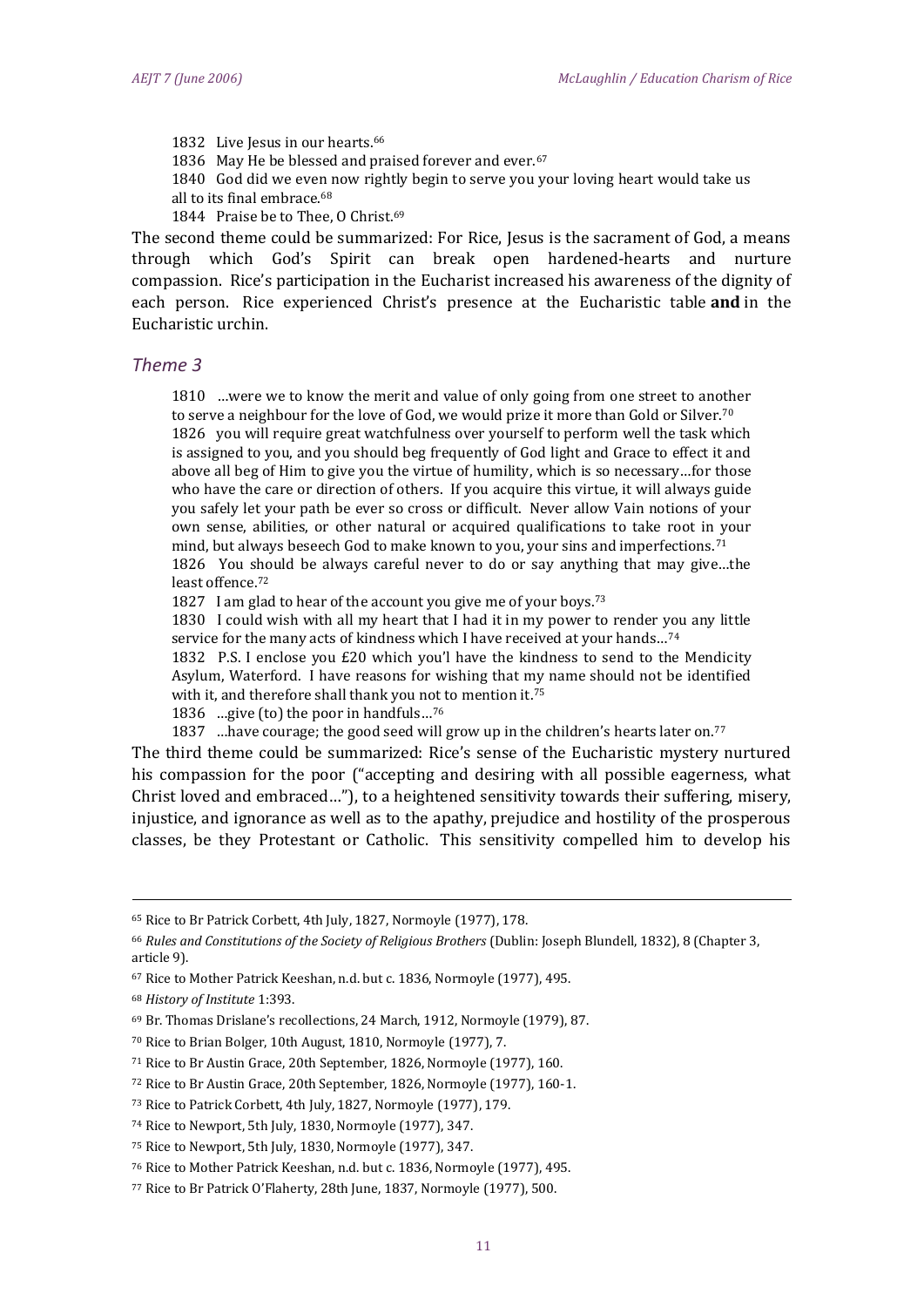1832 Live Jesus in our hearts.[66]

1836 May He be blessed and praised forever and ever.[67]

1840 God did we even now rightly begin to serve you your loving heart would take us all to its final embrace.[68]

1844 Praise be to Thee, O Christ.[69]

The second theme could be summarized: For Rice, Jesus is the sacrament of God, a means through which God's Spirit can break open hardened-hearts and nurture compassion. Rice's participation in the Eucharist increased his awareness of the dignity of each person. Rice experienced Christ's presence at the Eucharistic table **and** in the Eucharistic urchin.

### *Theme 3*

1810 …were we to know the merit and value of only going from one street to another to serve a neighbour for the love of God, we would prize it more than Gold or Silver.[70]

1826 you will require great watchfulness over yourself to perform well the task which is assigned to you, and you should beg frequently of God light and Grace to effect it and above all beg of Him to give you the virtue of humility, which is so necessary…for those who have the care or direction of others. If you acquire this virtue, it will always guide you safely let your path be ever so cross or difficult. Never allow Vain notions of your own sense, abilities, or other natural or acquired qualifications to take root in your mind, but always beseech God to make known to you, your sins and imperfections.[71]

1826 You should be always careful never to do or say anything that may give…the least offence.[72]

1827 I am glad to hear of the account you give me of your boys.[73]

1830 I could wish with all my heart that I had it in my power to render you any little service for the many acts of kindness which I have received at your hands…[74]

1832 P.S. I enclose you £20 which you'l have the kindness to send to the Mendicity Asylum, Waterford. I have reasons for wishing that my name should not be identified with it, and therefore shall thank you not to mention it.[75]

1836 …give (to) the poor in handfuls…[76]

1837 …have courage; the good seed will grow up in the children's hearts later on.[77]

The third theme could be summarized: Rice's sense of the Eucharistic mystery nurtured his compassion for the poor ("accepting and desiring with all possible eagerness, what Christ loved and embraced…"), to a heightened sensitivity towards their suffering, misery, injustice, and ignorance as well as to the apathy, prejudice and hostility of the prosperous classes, be they Protestant or Catholic. This sensitivity compelled him to develop his

---

[65] Rice to Br Patrick Corbett, 4th July, 1827, Normoyle (1977), 178.

[66] *Rules and Constitutions of the Society of Religious Brothers* (Dublin: Joseph Blundell, 1832), 8 (Chapter 3, article 9).

[67] Rice to Mother Patrick Keeshan, n.d. but c. 1836, Normoyle (1977), 495.

[68] *History of Institute* 1:393.

[69] Br. Thomas Drislane's recollections, 24 March, 1912, Normoyle (1979), 87.

[70] Rice to Brian Bolger, 10th August, 1810, Normoyle (1977), 7.

[71] Rice to Br Austin Grace, 20th September, 1826, Normoyle (1977), 160.

[72] Rice to Br Austin Grace, 20th September, 1826, Normoyle (1977), 160-1.

[73] Rice to Patrick Corbett, 4th July, 1827, Normoyle (1977), 179.

[74] Rice to Newport, 5th July, 1830, Normoyle (1977), 347.

[75] Rice to Newport, 5th July, 1830, Normoyle (1977), 347.

[76] Rice to Mother Patrick Keeshan, n.d. but c. 1836, Normoyle (1977), 495.

[77] Rice to Br Patrick O'Flaherty, 28th June, 1837, Normoyle (1977), 500.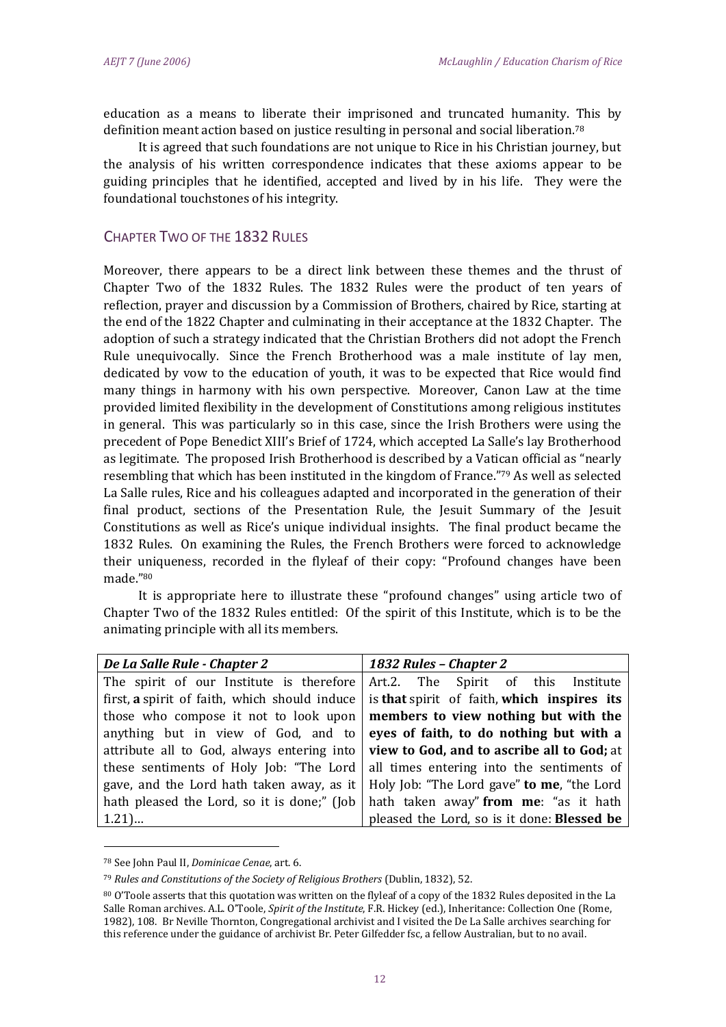education as a means to liberate their imprisoned and truncated humanity. This by definition meant action based on justice resulting in personal and social liberation.[78]

It is agreed that such foundations are not unique to Rice in his Christian journey, but the analysis of his written correspondence indicates that these axioms appear to be guiding principles that he identified, accepted and lived by in his life. They were the foundational touchstones of his integrity.

## Chapter Two of the 1832 Rules

Moreover, there appears to be a direct link between these themes and the thrust of Chapter Two of the 1832 Rules. The 1832 Rules were the product of ten years of reflection, prayer and discussion by a Commission of Brothers, chaired by Rice, starting at the end of the 1822 Chapter and culminating in their acceptance at the 1832 Chapter. The adoption of such a strategy indicated that the Christian Brothers did not adopt the French Rule unequivocally. Since the French Brotherhood was a male institute of lay men, dedicated by vow to the education of youth, it was to be expected that Rice would find many things in harmony with his own perspective. Moreover, Canon Law at the time provided limited flexibility in the development of Constitutions among religious institutes in general. This was particularly so in this case, since the Irish Brothers were using the precedent of Pope Benedict XIII's Brief of 1724, which accepted La Salle's lay Brotherhood as legitimate. The proposed Irish Brotherhood is described by a Vatican official as "nearly resembling that which has been instituted in the kingdom of France."[79] As well as selected La Salle rules, Rice and his colleagues adapted and incorporated in the generation of their final product, sections of the Presentation Rule, the Jesuit Summary of the Jesuit Constitutions as well as Rice's unique individual insights. The final product became the 1832 Rules. On examining the Rules, the French Brothers were forced to acknowledge their uniqueness, recorded in the flyleaf of their copy: "Profound changes have been made."[80]

It is appropriate here to illustrate these "profound changes" using article two of Chapter Two of the 1832 Rules entitled: Of the spirit of this Institute, which is to be the animating principle with all its members.

| ***De La Salle Rule - Chapter 2*** | ***1832 Rules – Chapter 2*** |
|---|---|
| The spirit of our Institute is therefore first, **a** spirit of faith, which should induce those who compose it not to look upon anything but in view of God, and to attribute all to God, always entering into these sentiments of Holy Job: "The Lord gave, and the Lord hath taken away, as it hath pleased the Lord, so it is done;" (Job 1.21)... | Art.2. The Spirit of this Institute is **that** spirit of faith, **which inspires its members to view nothing but with the eyes of faith, to do nothing but with a view to God, and to ascribe all to God;** at all times entering into the sentiments of Holy Job: "The Lord gave" **to me**, "the Lord hath taken away" **from me**: "as it hath pleased the Lord, so is it done: **Blessed be** |

[78] See John Paul II, *Dominicae Cenae*, art. 6.

[79] *Rules and Constitutions of the Society of Religious Brothers* (Dublin, 1832), 52.

[80] O'Toole asserts that this quotation was written on the flyleaf of a copy of the 1832 Rules deposited in the La Salle Roman archives. A.L. O'Toole, *Spirit of the Institute*, F.R. Hickey (ed.), Inheritance: Collection One (Rome, 1982), 108. Br Neville Thornton, Congregational archivist and I visited the De La Salle archives searching for this reference under the guidance of archivist Br. Peter Gilfedder fsc, a fellow Australian, but to no avail.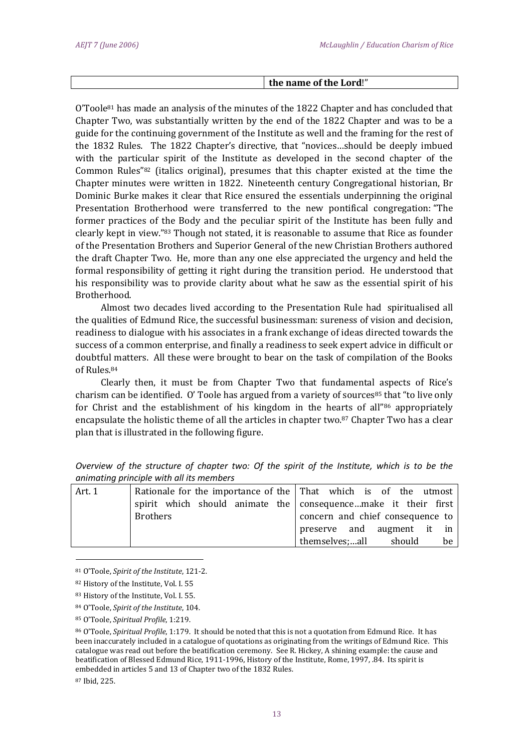| | **the name of the Lord**!" |
|---|---|

O'Toole[81] has made an analysis of the minutes of the 1822 Chapter and has concluded that Chapter Two, was substantially written by the end of the 1822 Chapter and was to be a guide for the continuing government of the Institute as well and the framing for the rest of the 1832 Rules. The 1822 Chapter's directive, that "novices…should be deeply imbued with the particular spirit of the Institute as developed in the second chapter of the Common Rules"[82] (italics original), presumes that this chapter existed at the time the Chapter minutes were written in 1822. Nineteenth century Congregational historian, Br Dominic Burke makes it clear that Rice ensured the essentials underpinning the original Presentation Brotherhood were transferred to the new pontifical congregation: "The former practices of the Body and the peculiar spirit of the Institute has been fully and clearly kept in view."[83] Though not stated, it is reasonable to assume that Rice as founder of the Presentation Brothers and Superior General of the new Christian Brothers authored the draft Chapter Two. He, more than any one else appreciated the urgency and held the formal responsibility of getting it right during the transition period. He understood that his responsibility was to provide clarity about what he saw as the essential spirit of his Brotherhood.

Almost two decades lived according to the Presentation Rule had spiritualised all the qualities of Edmund Rice, the successful businessman: sureness of vision and decision, readiness to dialogue with his associates in a frank exchange of ideas directed towards the success of a common enterprise, and finally a readiness to seek expert advice in difficult or doubtful matters. All these were brought to bear on the task of compilation of the Books of Rules.[84]

Clearly then, it must be from Chapter Two that fundamental aspects of Rice's charism can be identified. O' Toole has argued from a variety of sources[85] that "to live only for Christ and the establishment of his kingdom in the hearts of all"[86] appropriately encapsulate the holistic theme of all the articles in chapter two.[87] Chapter Two has a clear plan that is illustrated in the following figure.

*Overview of the structure of chapter two: Of the spirit of the Institute, which is to be the animating principle with all its members*

| | | |
|---|---|---|
| Art. 1 | Rationale for the importance of the spirit which should animate the Brothers | That which is of the utmost consequence…make it their first concern and chief consequence to preserve and augment it in themselves;…all should be |

---

[81] O'Toole, *Spirit of the Institute*, 121-2.

[82] History of the Institute, Vol. I. 55

[83] History of the Institute, Vol. I. 55.

[84] O'Toole, *Spirit of the Institute*, 104.

[85] O'Toole, *Spiritual Profile*, 1:219.

[86] O'Toole, *Spiritual Profile*, 1:179. It should be noted that this is not a quotation from Edmund Rice. It has been inaccurately included in a catalogue of quotations as originating from the writings of Edmund Rice. This catalogue was read out before the beatification ceremony. See R. Hickey, A shining example: the cause and beatification of Blessed Edmund Rice, 1911-1996, History of the Institute, Rome, 1997, .84. Its spirit is embedded in articles 5 and 13 of Chapter two of the 1832 Rules.

[87] Ibid, 225.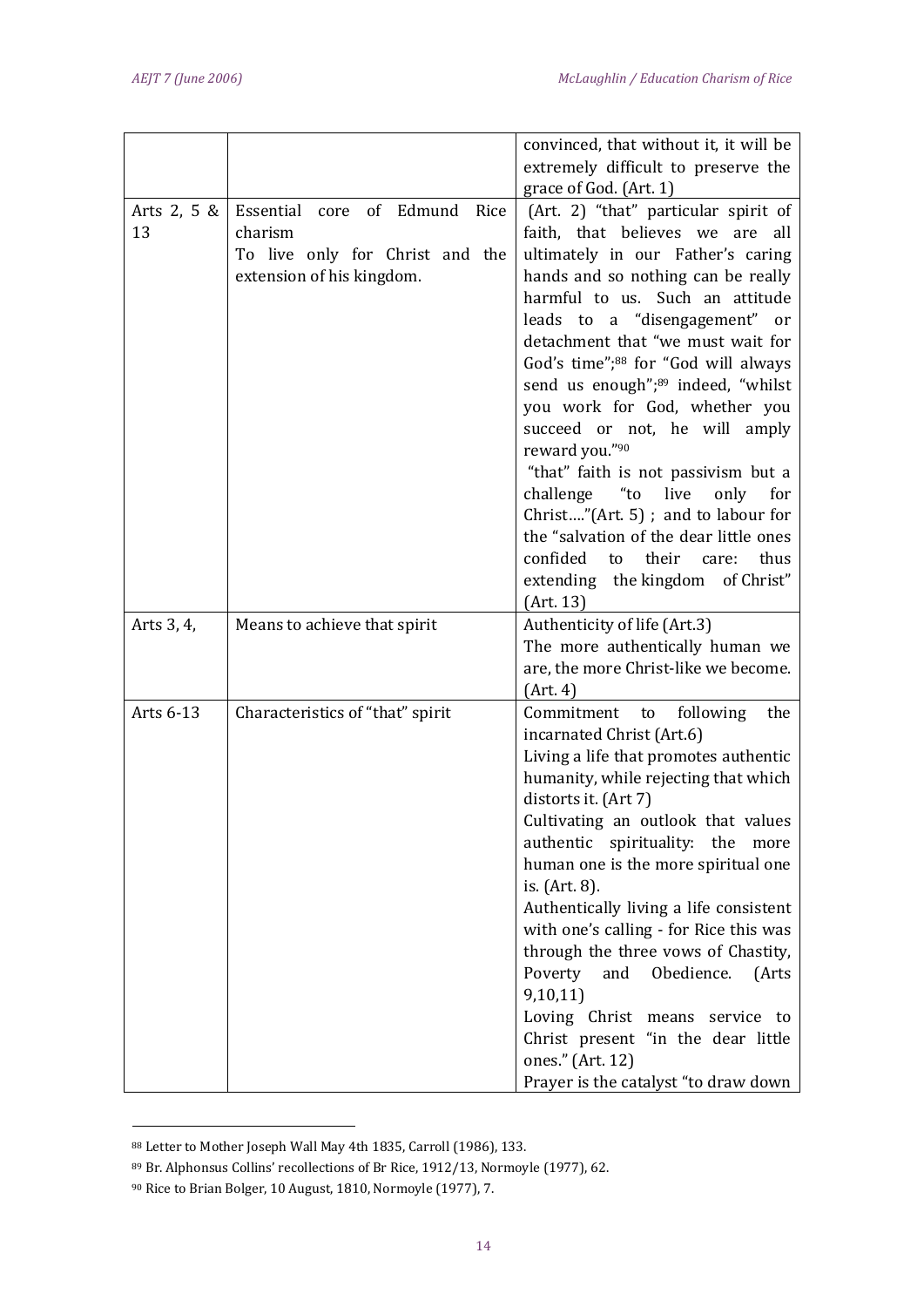|  |  |  |
|---|---|---|
|  |  | convinced, that without it, it will be extremely difficult to preserve the grace of God. (Art. 1) |
| Arts 2, 5 & 13 | Essential core of Edmund Rice charism<br>To live only for Christ and the extension of his kingdom. | (Art. 2) "that" particular spirit of faith, that believes we are all ultimately in our Father's caring hands and so nothing can be really harmful to us. Such an attitude leads to a "disengagement" or detachment that "we must wait for God's time";[88] for "God will always send us enough";[89] indeed, "whilst you work for God, whether you succeed or not, he will amply reward you."[90]<br>"that" faith is not passivism but a challenge "to live only for Christ…."(Art. 5) ; and to labour for the "salvation of the dear little ones confided to their care: thus extending the kingdom of Christ" (Art. 13) |
| Arts 3, 4, | Means to achieve that spirit | Authenticity of life (Art.3)<br>The more authentically human we are, the more Christ-like we become. (Art. 4) |
| Arts 6-13 | Characteristics of "that" spirit | Commitment to following the incarnated Christ (Art.6)<br>Living a life that promotes authentic humanity, while rejecting that which distorts it. (Art 7)<br>Cultivating an outlook that values authentic spirituality: the more human one is the more spiritual one is. (Art. 8).<br>Authentically living a life consistent with one's calling - for Rice this was through the three vows of Chastity, Poverty and Obedience. (Arts 9,10,11)<br>Loving Christ means service to Christ present "in the dear little ones." (Art. 12)<br>Prayer is the catalyst "to draw down |

[88] Letter to Mother Joseph Wall May 4th 1835, Carroll (1986), 133.

[89] Br. Alphonsus Collins' recollections of Br Rice, 1912/13, Normoyle (1977), 62.

[90] Rice to Brian Bolger, 10 August, 1810, Normoyle (1977), 7.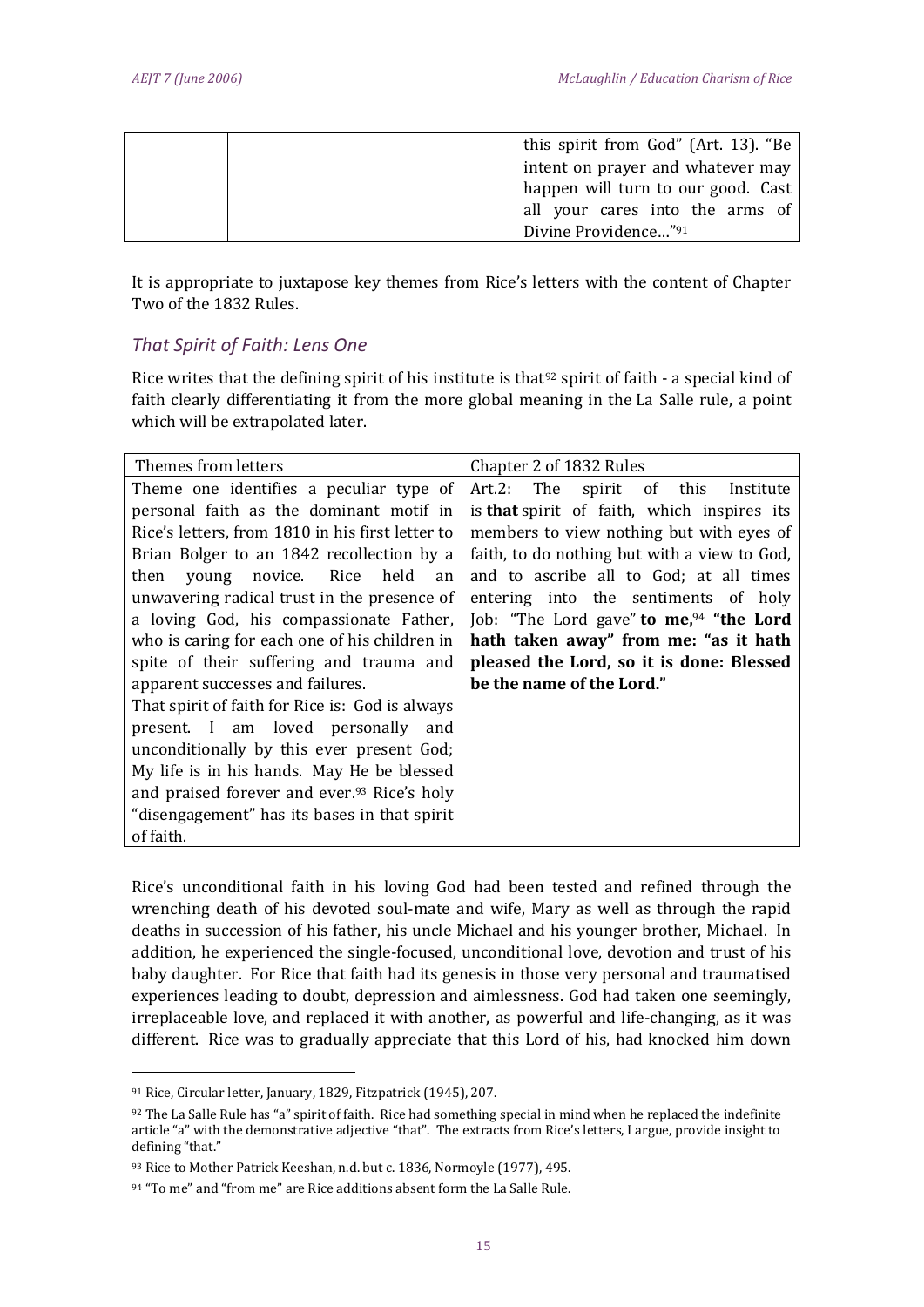| | | this spirit from God" (Art. 13). "Be intent on prayer and whatever may happen will turn to our good. Cast all your cares into the arms of Divine Providence..."[91] |
|---|---|---|

It is appropriate to juxtapose key themes from Rice's letters with the content of Chapter Two of the 1832 Rules.

## *That Spirit of Faith: Lens One*

Rice writes that the defining spirit of his institute is that[92] spirit of faith - a special kind of faith clearly differentiating it from the more global meaning in the La Salle rule, a point which will be extrapolated later.

| Themes from letters | Chapter 2 of 1832 Rules |
|---|---|
| Theme one identifies a peculiar type of personal faith as the dominant motif in Rice's letters, from 1810 in his first letter to Brian Bolger to an 1842 recollection by a then young novice. Rice held an unwavering radical trust in the presence of a loving God, his compassionate Father, who is caring for each one of his children in spite of their suffering and trauma and apparent successes and failures.<br>That spirit of faith for Rice is: God is always present. I am loved personally and unconditionally by this ever present God; My life is in his hands. May He be blessed and praised forever and ever.[93] Rice's holy "disengagement" has its bases in that spirit of faith. | Art.2: The spirit of this Institute is **that** spirit of faith, which inspires its members to view nothing but with eyes of faith, to do nothing but with a view to God, and to ascribe all to God; at all times entering into the sentiments of holy Job: "The Lord gave" **to me,**[94] **"the Lord hath taken away" from me: "as it hath pleased the Lord, so it is done: Blessed be the name of the Lord."** |

Rice's unconditional faith in his loving God had been tested and refined through the wrenching death of his devoted soul-mate and wife, Mary as well as through the rapid deaths in succession of his father, his uncle Michael and his younger brother, Michael. In addition, he experienced the single-focused, unconditional love, devotion and trust of his baby daughter. For Rice that faith had its genesis in those very personal and traumatised experiences leading to doubt, depression and aimlessness. God had taken one seemingly, irreplaceable love, and replaced it with another, as powerful and life-changing, as it was different. Rice was to gradually appreciate that this Lord of his, had knocked him down

---

[91] Rice, Circular letter, January, 1829, Fitzpatrick (1945), 207.

[92] The La Salle Rule has "a" spirit of faith. Rice had something special in mind when he replaced the indefinite article "a" with the demonstrative adjective "that". The extracts from Rice's letters, I argue, provide insight to defining "that."

[93] Rice to Mother Patrick Keeshan, n.d. but c. 1836, Normoyle (1977), 495.

[94] "To me" and "from me" are Rice additions absent form the La Salle Rule.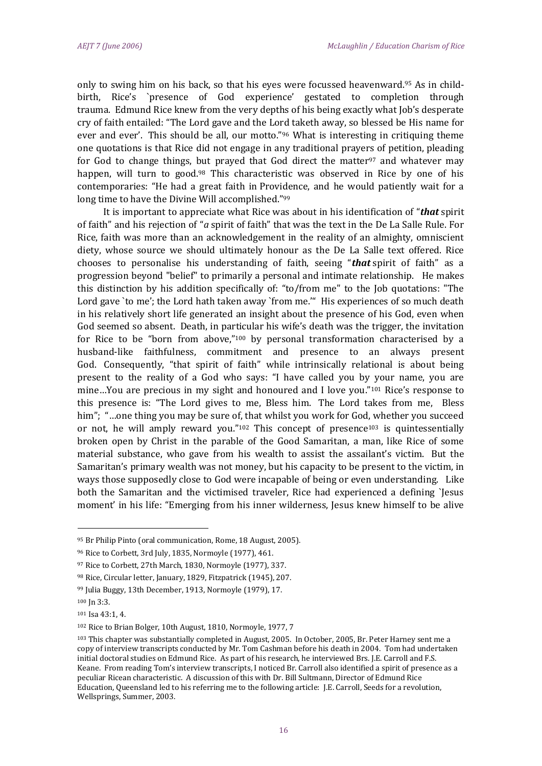only to swing him on his back, so that his eyes were focussed heavenward.[95] As in child-birth, Rice's `presence of God experience' gestated to completion through trauma. Edmund Rice knew from the very depths of his being exactly what Job's desperate cry of faith entailed: "The Lord gave and the Lord taketh away, so blessed be His name for ever and ever'. This should be all, our motto."[96] What is interesting in critiquing theme one quotations is that Rice did not engage in any traditional prayers of petition, pleading for God to change things, but prayed that God direct the matter[97] and whatever may happen, will turn to good.[98] This characteristic was observed in Rice by one of his contemporaries: "He had a great faith in Providence, and he would patiently wait for a long time to have the Divine Will accomplished."[99]

It is important to appreciate what Rice was about in his identification of "***that*** spirit of faith" and his rejection of "*a* spirit of faith" that was the text in the De La Salle Rule. For Rice, faith was more than an acknowledgement in the reality of an almighty, omniscient diety, whose source we should ultimately honour as the De La Salle text offered. Rice chooses to personalise his understanding of faith, seeing "***that*** spirit of faith" as a progression beyond "belief" to primarily a personal and intimate relationship. He makes this distinction by his addition specifically of: "to/from me" to the Job quotations: "The Lord gave `to me'; the Lord hath taken away `from me.'" His experiences of so much death in his relatively short life generated an insight about the presence of his God, even when God seemed so absent. Death, in particular his wife's death was the trigger, the invitation for Rice to be "born from above,"[100] by personal transformation characterised by a husband-like faithfulness, commitment and presence to an always present God. Consequently, "that spirit of faith" while intrinsically relational is about being present to the reality of a God who says: "I have called you by your name, you are mine…You are precious in my sight and honoured and I love you."[101] Rice's response to this presence is: "The Lord gives to me, Bless him. The Lord takes from me, Bless him"; "…one thing you may be sure of, that whilst you work for God, whether you succeed or not, he will amply reward you."[102] This concept of presence[103] is quintessentially broken open by Christ in the parable of the Good Samaritan, a man, like Rice of some material substance, who gave from his wealth to assist the assailant's victim. But the Samaritan's primary wealth was not money, but his capacity to be present to the victim, in ways those supposedly close to God were incapable of being or even understanding. Like both the Samaritan and the victimised traveler, Rice had experienced a defining `Jesus moment' in his life: "Emerging from his inner wilderness, Jesus knew himself to be alive

---

[95] Br Philip Pinto (oral communication, Rome, 18 August, 2005).

[96] Rice to Corbett, 3rd July, 1835, Normoyle (1977), 461.

[97] Rice to Corbett, 27th March, 1830, Normoyle (1977), 337.

[98] Rice, Circular letter, January, 1829, Fitzpatrick (1945), 207.

[99] Julia Buggy, 13th December, 1913, Normoyle (1979), 17.

[100] Jn 3:3.

[101] Isa 43:1, 4.

[102] Rice to Brian Bolger, 10th August, 1810, Normoyle, 1977, 7

[103] This chapter was substantially completed in August, 2005. In October, 2005, Br. Peter Harney sent me a copy of interview transcripts conducted by Mr. Tom Cashman before his death in 2004. Tom had undertaken initial doctoral studies on Edmund Rice. As part of his research, he interviewed Brs. J.E. Carroll and F.S. Keane. From reading Tom's interview transcripts, I noticed Br. Carroll also identified a spirit of presence as a peculiar Ricean characteristic. A discussion of this with Dr. Bill Sultmann, Director of Edmund Rice Education, Queensland led to his referring me to the following article: J.E. Carroll, Seeds for a revolution, Wellsprings, Summer, 2003.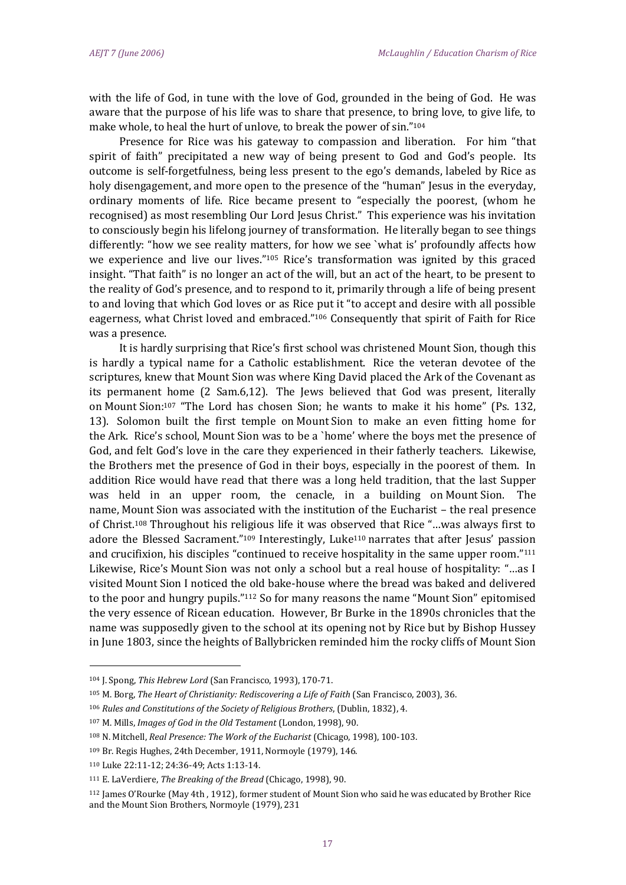with the life of God, in tune with the love of God, grounded in the being of God. He was aware that the purpose of his life was to share that presence, to bring love, to give life, to make whole, to heal the hurt of unlove, to break the power of sin."[104]

Presence for Rice was his gateway to compassion and liberation. For him "that spirit of faith" precipitated a new way of being present to God and God's people. Its outcome is self-forgetfulness, being less present to the ego's demands, labeled by Rice as holy disengagement, and more open to the presence of the "human" Jesus in the everyday, ordinary moments of life. Rice became present to "especially the poorest, (whom he recognised) as most resembling Our Lord Jesus Christ." This experience was his invitation to consciously begin his lifelong journey of transformation. He literally began to see things differently: "how we see reality matters, for how we see `what is' profoundly affects how we experience and live our lives."[105] Rice's transformation was ignited by this graced insight. "That faith" is no longer an act of the will, but an act of the heart, to be present to the reality of God's presence, and to respond to it, primarily through a life of being present to and loving that which God loves or as Rice put it "to accept and desire with all possible eagerness, what Christ loved and embraced."[106] Consequently that spirit of Faith for Rice was a presence.

It is hardly surprising that Rice's first school was christened Mount Sion, though this is hardly a typical name for a Catholic establishment. Rice the veteran devotee of the scriptures, knew that Mount Sion was where King David placed the Ark of the Covenant as its permanent home (2 Sam.6,12). The Jews believed that God was present, literally on Mount Sion:[107] "The Lord has chosen Sion; he wants to make it his home" (Ps. 132, 13). Solomon built the first temple on Mount Sion to make an even fitting home for the Ark. Rice's school, Mount Sion was to be a `home' where the boys met the presence of God, and felt God's love in the care they experienced in their fatherly teachers. Likewise, the Brothers met the presence of God in their boys, especially in the poorest of them. In addition Rice would have read that there was a long held tradition, that the last Supper was held in an upper room, the cenacle, in a building on Mount Sion. The name, Mount Sion was associated with the institution of the Eucharist – the real presence of Christ.[108] Throughout his religious life it was observed that Rice "…was always first to adore the Blessed Sacrament."[109] Interestingly, Luke[110] narrates that after Jesus' passion and crucifixion, his disciples "continued to receive hospitality in the same upper room."[111] Likewise, Rice's Mount Sion was not only a school but a real house of hospitality: "…as I visited Mount Sion I noticed the old bake-house where the bread was baked and delivered to the poor and hungry pupils."[112] So for many reasons the name "Mount Sion" epitomised the very essence of Ricean education. However, Br Burke in the 1890s chronicles that the name was supposedly given to the school at its opening not by Rice but by Bishop Hussey in June 1803, since the heights of Ballybricken reminded him the rocky cliffs of Mount Sion

---

[104] J. Spong, *This Hebrew Lord* (San Francisco, 1993), 170-71.

[105] M. Borg, *The Heart of Christianity: Rediscovering a Life of Faith* (San Francisco, 2003), 36.

[106] *Rules and Constitutions of the Society of Religious Brothers*, (Dublin, 1832), 4.

[107] M. Mills, *Images of God in the Old Testament* (London, 1998), 90.

[108] N. Mitchell, *Real Presence: The Work of the Eucharist* (Chicago, 1998), 100-103.

[109] Br. Regis Hughes, 24th December, 1911, Normoyle (1979), 146.

[110] Luke 22:11-12; 24:36-49; Acts 1:13-14.

[111] E. LaVerdiere, *The Breaking of the Bread* (Chicago, 1998), 90.

[112] James O'Rourke (May 4th , 1912), former student of Mount Sion who said he was educated by Brother Rice and the Mount Sion Brothers, Normoyle (1979), 231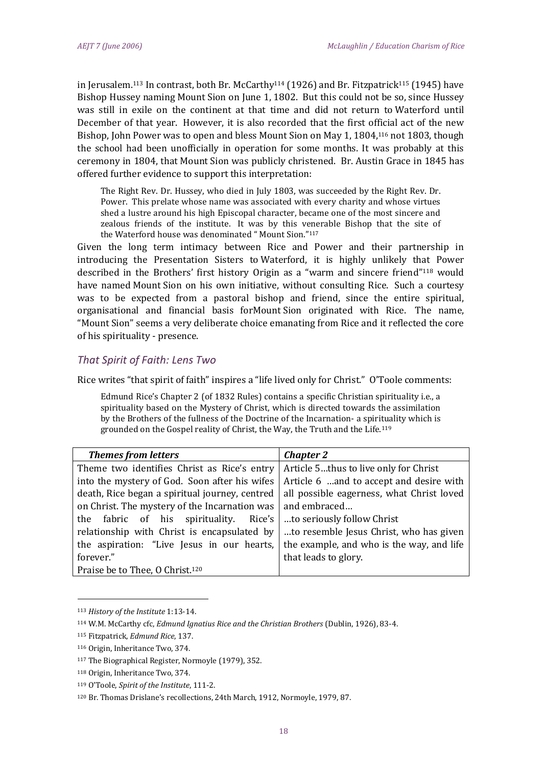in Jerusalem.[113] In contrast, both Br. McCarthy[114] (1926) and Br. Fitzpatrick[115] (1945) have Bishop Hussey naming Mount Sion on June 1, 1802. But this could not be so, since Hussey was still in exile on the continent at that time and did not return to Waterford until December of that year. However, it is also recorded that the first official act of the new Bishop, John Power was to open and bless Mount Sion on May 1, 1804,[116] not 1803, though the school had been unofficially in operation for some months. It was probably at this ceremony in 1804, that Mount Sion was publicly christened. Br. Austin Grace in 1845 has offered further evidence to support this interpretation:

> The Right Rev. Dr. Hussey, who died in July 1803, was succeeded by the Right Rev. Dr. Power. This prelate whose name was associated with every charity and whose virtues shed a lustre around his high Episcopal character, became one of the most sincere and zealous friends of the institute. It was by this venerable Bishop that the site of the Waterford house was denominated " Mount Sion."[117]

Given the long term intimacy between Rice and Power and their partnership in introducing the Presentation Sisters to Waterford, it is highly unlikely that Power described in the Brothers' first history Origin as a "warm and sincere friend"[118] would have named Mount Sion on his own initiative, without consulting Rice. Such a courtesy was to be expected from a pastoral bishop and friend, since the entire spiritual, organisational and financial basis forMount Sion originated with Rice. The name, "Mount Sion" seems a very deliberate choice emanating from Rice and it reflected the core of his spirituality - presence.

### *That Spirit of Faith: Lens Two*

Rice writes "that spirit of faith" inspires a "life lived only for Christ." O'Toole comments:

> Edmund Rice's Chapter 2 (of 1832 Rules) contains a specific Christian spirituality i.e., a spirituality based on the Mystery of Christ, which is directed towards the assimilation by the Brothers of the fullness of the Doctrine of the Incarnation- a spirituality which is grounded on the Gospel reality of Christ, the Way, the Truth and the Life.[119]

| *Themes from letters* | *Chapter 2* |
|---|---|
| Theme two identifies Christ as Rice's entry into the mystery of God. Soon after his wifes death, Rice began a spiritual journey, centred on Christ. The mystery of the Incarnation was the fabric of his spirituality. Rice's relationship with Christ is encapsulated by the aspiration: "Live Jesus in our hearts, forever." Praise be to Thee, O Christ.[120] | Article 5…thus to live only for Christ<br>Article 6 …and to accept and desire with all possible eagerness, what Christ loved and embraced…<br>…to seriously follow Christ<br>…to resemble Jesus Christ, who has given the example, and who is the way, and life that leads to glory. |

---

[113] *History of the Institute* 1:13-14.

[114] W.M. McCarthy cfc, *Edmund Ignatius Rice and the Christian Brothers* (Dublin, 1926), 83-4.

[115] Fitzpatrick, *Edmund Rice*, 137.

[116] Origin, Inheritance Two, 374.

[117] The Biographical Register, Normoyle (1979), 352.

[118] Origin, Inheritance Two, 374.

[119] O'Toole, *Spirit of the Institute*, 111-2.

[120] Br. Thomas Drislane's recollections, 24th March, 1912, Normoyle, 1979, 87.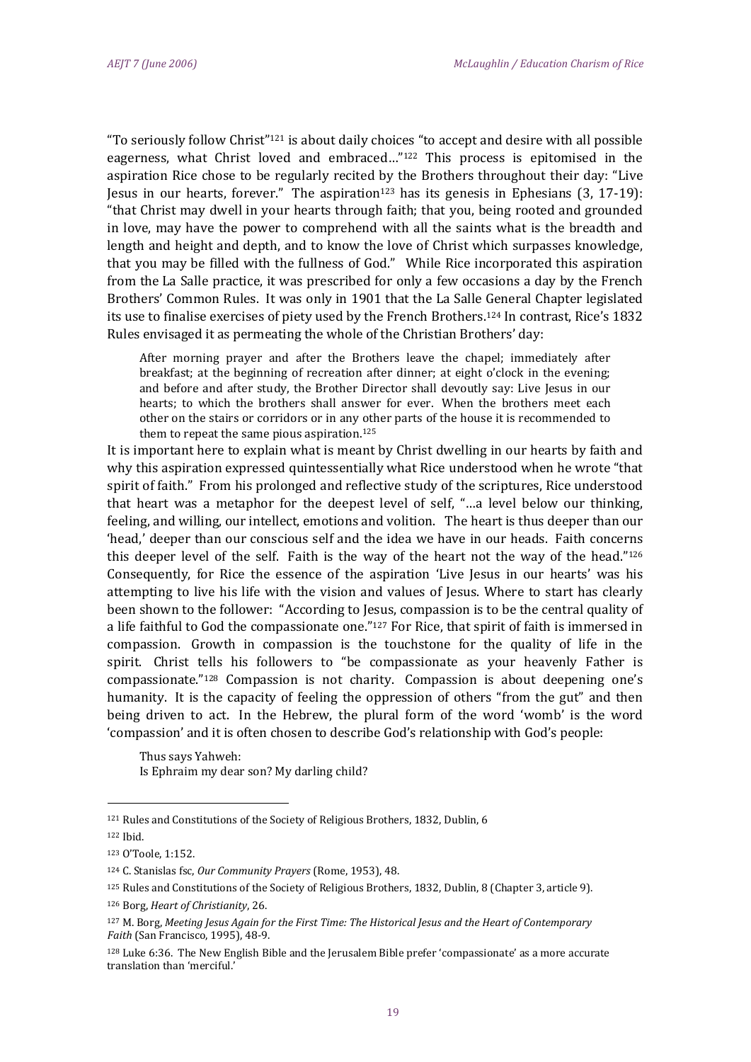"To seriously follow Christ"[121] is about daily choices "to accept and desire with all possible eagerness, what Christ loved and embraced…"[122] This process is epitomised in the aspiration Rice chose to be regularly recited by the Brothers throughout their day: "Live Jesus in our hearts, forever." The aspiration[123] has its genesis in Ephesians (3, 17-19): "that Christ may dwell in your hearts through faith; that you, being rooted and grounded in love, may have the power to comprehend with all the saints what is the breadth and length and height and depth, and to know the love of Christ which surpasses knowledge, that you may be filled with the fullness of God." While Rice incorporated this aspiration from the La Salle practice, it was prescribed for only a few occasions a day by the French Brothers' Common Rules. It was only in 1901 that the La Salle General Chapter legislated its use to finalise exercises of piety used by the French Brothers.[124] In contrast, Rice's 1832 Rules envisaged it as permeating the whole of the Christian Brothers' day:

> After morning prayer and after the Brothers leave the chapel; immediately after breakfast; at the beginning of recreation after dinner; at eight o'clock in the evening; and before and after study, the Brother Director shall devoutly say: Live Jesus in our hearts; to which the brothers shall answer for ever. When the brothers meet each other on the stairs or corridors or in any other parts of the house it is recommended to them to repeat the same pious aspiration.[125]

It is important here to explain what is meant by Christ dwelling in our hearts by faith and why this aspiration expressed quintessentially what Rice understood when he wrote "that spirit of faith." From his prolonged and reflective study of the scriptures, Rice understood that heart was a metaphor for the deepest level of self, "…a level below our thinking, feeling, and willing, our intellect, emotions and volition. The heart is thus deeper than our 'head,' deeper than our conscious self and the idea we have in our heads. Faith concerns this deeper level of the self. Faith is the way of the heart not the way of the head."[126] Consequently, for Rice the essence of the aspiration 'Live Jesus in our hearts' was his attempting to live his life with the vision and values of Jesus. Where to start has clearly been shown to the follower: "According to Jesus, compassion is to be the central quality of a life faithful to God the compassionate one."[127] For Rice, that spirit of faith is immersed in compassion. Growth in compassion is the touchstone for the quality of life in the spirit. Christ tells his followers to "be compassionate as your heavenly Father is compassionate."[128] Compassion is not charity. Compassion is about deepening one's humanity. It is the capacity of feeling the oppression of others "from the gut" and then being driven to act. In the Hebrew, the plural form of the word 'womb' is the word 'compassion' and it is often chosen to describe God's relationship with God's people:

> Thus says Yahweh:
> Is Ephraim my dear son? My darling child?

---

[121] Rules and Constitutions of the Society of Religious Brothers, 1832, Dublin, 6

[122] Ibid.

[123] O'Toole, 1:152.

[124] C. Stanislas fsc, *Our Community Prayers* (Rome, 1953), 48.

[125] Rules and Constitutions of the Society of Religious Brothers, 1832, Dublin, 8 (Chapter 3, article 9).

[126] Borg, *Heart of Christianity*, 26.

[127] M. Borg, *Meeting Jesus Again for the First Time: The Historical Jesus and the Heart of Contemporary Faith* (San Francisco, 1995), 48-9.

[128] Luke 6:36. The New English Bible and the Jerusalem Bible prefer 'compassionate' as a more accurate translation than 'merciful.'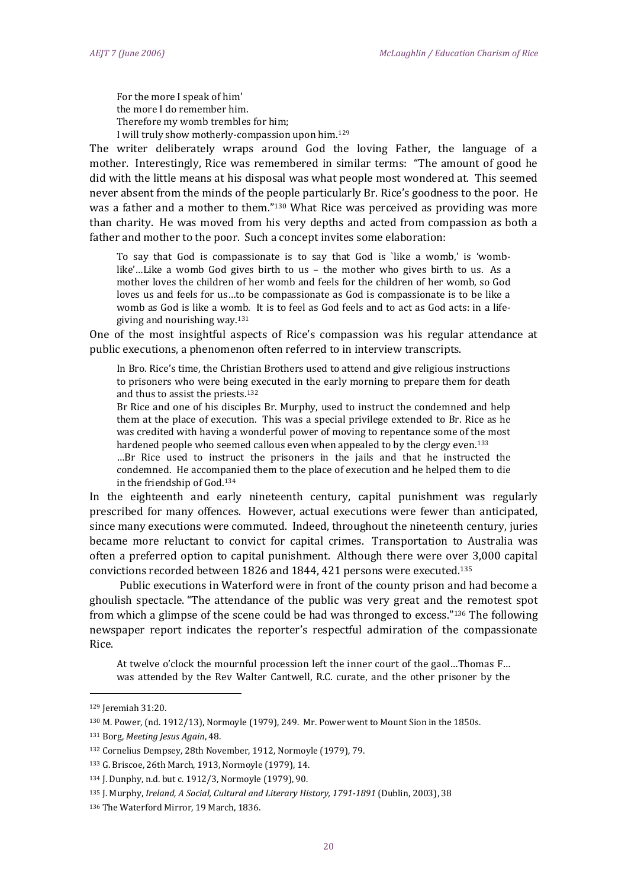> For the more I speak of him'
> the more I do remember him.
> Therefore my womb trembles for him;
> I will truly show motherly-compassion upon him.[129]

The writer deliberately wraps around God the loving Father, the language of a mother. Interestingly, Rice was remembered in similar terms: "The amount of good he did with the little means at his disposal was what people most wondered at. This seemed never absent from the minds of the people particularly Br. Rice's goodness to the poor. He was a father and a mother to them."[130] What Rice was perceived as providing was more than charity. He was moved from his very depths and acted from compassion as both a father and mother to the poor. Such a concept invites some elaboration:

> To say that God is compassionate is to say that God is `like a womb,' is 'womb-like'…Like a womb God gives birth to us – the mother who gives birth to us. As a mother loves the children of her womb and feels for the children of her womb, so God loves us and feels for us…to be compassionate as God is compassionate is to be like a womb as God is like a womb. It is to feel as God feels and to act as God acts: in a life-giving and nourishing way.[131]

One of the most insightful aspects of Rice's compassion was his regular attendance at public executions, a phenomenon often referred to in interview transcripts.

> In Bro. Rice's time, the Christian Brothers used to attend and give religious instructions to prisoners who were being executed in the early morning to prepare them for death and thus to assist the priests.[132]
>
> Br Rice and one of his disciples Br. Murphy, used to instruct the condemned and help them at the place of execution. This was a special privilege extended to Br. Rice as he was credited with having a wonderful power of moving to repentance some of the most hardened people who seemed callous even when appealed to by the clergy even.[133]
>
> …Br Rice used to instruct the prisoners in the jails and that he instructed the condemned. He accompanied them to the place of execution and he helped them to die in the friendship of God.[134]

In the eighteenth and early nineteenth century, capital punishment was regularly prescribed for many offences. However, actual executions were fewer than anticipated, since many executions were commuted. Indeed, throughout the nineteenth century, juries became more reluctant to convict for capital crimes. Transportation to Australia was often a preferred option to capital punishment. Although there were over 3,000 capital convictions recorded between 1826 and 1844, 421 persons were executed.[135]

Public executions in Waterford were in front of the county prison and had become a ghoulish spectacle. "The attendance of the public was very great and the remotest spot from which a glimpse of the scene could be had was thronged to excess."[136] The following newspaper report indicates the reporter's respectful admiration of the compassionate Rice.

> At twelve o'clock the mournful procession left the inner court of the gaol…Thomas F… was attended by the Rev Walter Cantwell, R.C. curate, and the other prisoner by the

---

[129] Jeremiah 31:20.

[130] M. Power, (nd. 1912/13), Normoyle (1979), 249. Mr. Power went to Mount Sion in the 1850s.

[131] Borg, *Meeting Jesus Again*, 48.

[132] Cornelius Dempsey, 28th November, 1912, Normoyle (1979), 79.

[133] G. Briscoe, 26th March, 1913, Normoyle (1979), 14.

[134] J. Dunphy, n.d. but c. 1912/3, Normoyle (1979), 90.

[135] J. Murphy, *Ireland, A Social, Cultural and Literary History, 1791-1891* (Dublin, 2003), 38

[136] The Waterford Mirror, 19 March, 1836.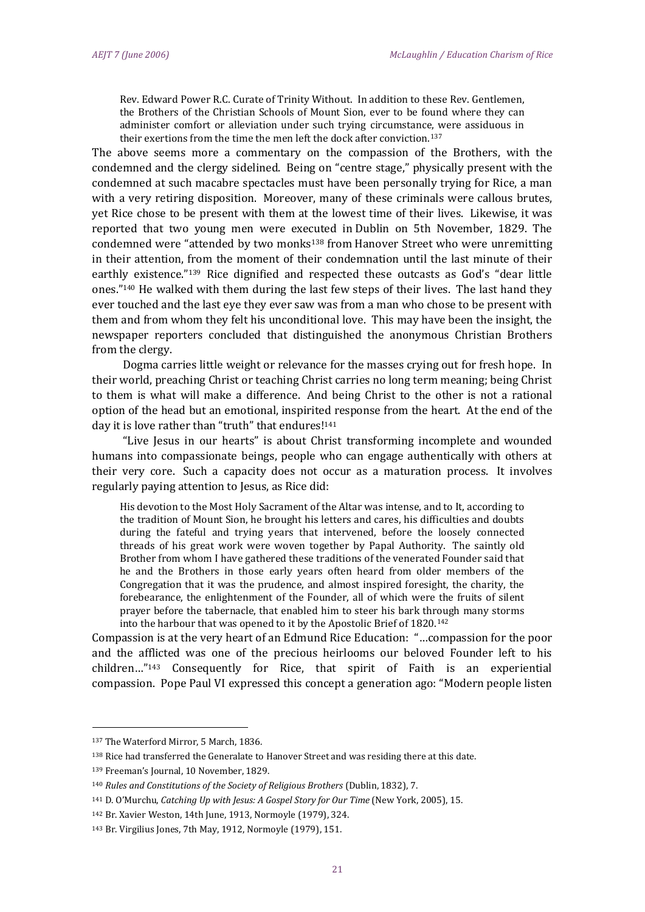> Rev. Edward Power R.C. Curate of Trinity Without. In addition to these Rev. Gentlemen, the Brothers of the Christian Schools of Mount Sion, ever to be found where they can administer comfort or alleviation under such trying circumstance, were assiduous in their exertions from the time the men left the dock after conviction.[137]

The above seems more a commentary on the compassion of the Brothers, with the condemned and the clergy sidelined. Being on "centre stage," physically present with the condemned at such macabre spectacles must have been personally trying for Rice, a man with a very retiring disposition. Moreover, many of these criminals were callous brutes, yet Rice chose to be present with them at the lowest time of their lives. Likewise, it was reported that two young men were executed in Dublin on 5th November, 1829. The condemned were "attended by two monks[138] from Hanover Street who were unremitting in their attention, from the moment of their condemnation until the last minute of their earthly existence."[139] Rice dignified and respected these outcasts as God's "dear little ones."[140] He walked with them during the last few steps of their lives. The last hand they ever touched and the last eye they ever saw was from a man who chose to be present with them and from whom they felt his unconditional love. This may have been the insight, the newspaper reporters concluded that distinguished the anonymous Christian Brothers from the clergy.

Dogma carries little weight or relevance for the masses crying out for fresh hope. In their world, preaching Christ or teaching Christ carries no long term meaning; being Christ to them is what will make a difference. And being Christ to the other is not a rational option of the head but an emotional, inspirited response from the heart. At the end of the day it is love rather than "truth" that endures![141]

"Live Jesus in our hearts" is about Christ transforming incomplete and wounded humans into compassionate beings, people who can engage authentically with others at their very core. Such a capacity does not occur as a maturation process. It involves regularly paying attention to Jesus, as Rice did:

> His devotion to the Most Holy Sacrament of the Altar was intense, and to It, according to the tradition of Mount Sion, he brought his letters and cares, his difficulties and doubts during the fateful and trying years that intervened, before the loosely connected threads of his great work were woven together by Papal Authority. The saintly old Brother from whom I have gathered these traditions of the venerated Founder said that he and the Brothers in those early years often heard from older members of the Congregation that it was the prudence, and almost inspired foresight, the charity, the forebearance, the enlightenment of the Founder, all of which were the fruits of silent prayer before the tabernacle, that enabled him to steer his bark through many storms into the harbour that was opened to it by the Apostolic Brief of 1820.[142]

Compassion is at the very heart of an Edmund Rice Education: "…compassion for the poor and the afflicted was one of the precious heirlooms our beloved Founder left to his children…"[143] Consequently for Rice, that spirit of Faith is an experiential compassion. Pope Paul VI expressed this concept a generation ago: "Modern people listen

---

[137] The Waterford Mirror, 5 March, 1836.

[138] Rice had transferred the Generalate to Hanover Street and was residing there at this date.

[139] Freeman's Journal, 10 November, 1829.

[140] *Rules and Constitutions of the Society of Religious Brothers* (Dublin, 1832), 7.

[141] D. O'Murchu, *Catching Up with Jesus: A Gospel Story for Our Time* (New York, 2005), 15.

[142] Br. Xavier Weston, 14th June, 1913, Normoyle (1979), 324.

[143] Br. Virgilius Jones, 7th May, 1912, Normoyle (1979), 151.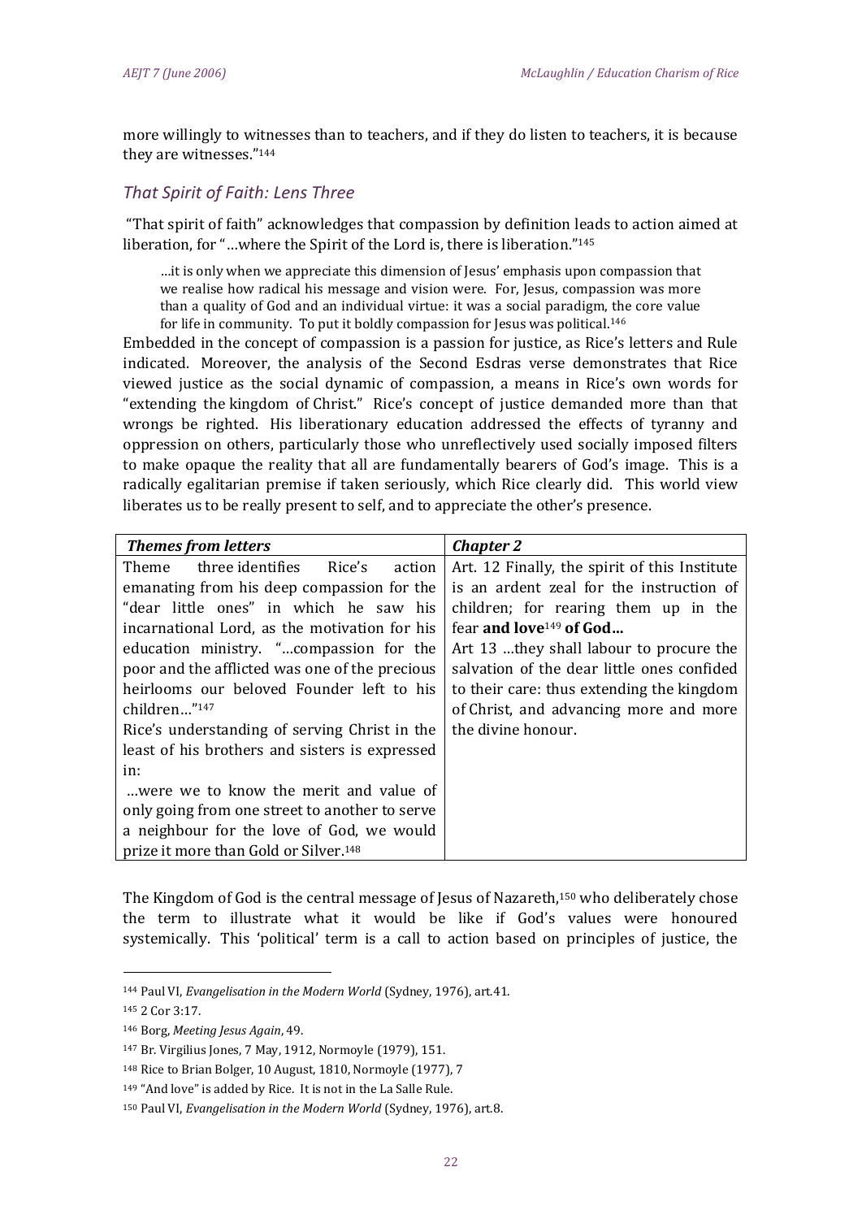more willingly to witnesses than to teachers, and if they do listen to teachers, it is because they are witnesses."[144]

### *That Spirit of Faith: Lens Three*

"That spirit of faith" acknowledges that compassion by definition leads to action aimed at liberation, for "…where the Spirit of the Lord is, there is liberation."[145]

> …it is only when we appreciate this dimension of Jesus' emphasis upon compassion that we realise how radical his message and vision were. For, Jesus, compassion was more than a quality of God and an individual virtue: it was a social paradigm, the core value for life in community. To put it boldly compassion for Jesus was political.[146]

Embedded in the concept of compassion is a passion for justice, as Rice's letters and Rule indicated. Moreover, the analysis of the Second Esdras verse demonstrates that Rice viewed justice as the social dynamic of compassion, a means in Rice's own words for "extending the kingdom of Christ." Rice's concept of justice demanded more than that wrongs be righted. His liberationary education addressed the effects of tyranny and oppression on others, particularly those who unreflectively used socially imposed filters to make opaque the reality that all are fundamentally bearers of God's image. This is a radically egalitarian premise if taken seriously, which Rice clearly did. This world view liberates us to be really present to self, and to appreciate the other's presence.

| *Themes from letters* | *Chapter 2* |
|---|---|
| Theme three identifies Rice's action emanating from his deep compassion for the "dear little ones" in which he saw his incarnational Lord, as the motivation for his education ministry. "…compassion for the poor and the afflicted was one of the precious heirlooms our beloved Founder left to his children…"[147]<br>Rice's understanding of serving Christ in the least of his brothers and sisters is expressed in:<br>…were we to know the merit and value of only going from one street to another to serve a neighbour for the love of God, we would prize it more than Gold or Silver.[148] | Art. 12 Finally, the spirit of this Institute is an ardent zeal for the instruction of children; for rearing them up in the fear **and love**[149] **of God…**<br>Art 13 …they shall labour to procure the salvation of the dear little ones confided to their care: thus extending the kingdom of Christ, and advancing more and more the divine honour. |

The Kingdom of God is the central message of Jesus of Nazareth,[150] who deliberately chose the term to illustrate what it would be like if God's values were honoured systemically. This 'political' term is a call to action based on principles of justice, the

---

[144] Paul VI, *Evangelisation in the Modern World* (Sydney, 1976), art.41.

[145] 2 Cor 3:17.

[146] Borg, *Meeting Jesus Again*, 49.

[147] Br. Virgilius Jones, 7 May, 1912, Normoyle (1979), 151.

[148] Rice to Brian Bolger, 10 August, 1810, Normoyle (1977), 7

[149] "And love" is added by Rice. It is not in the La Salle Rule.

[150] Paul VI, *Evangelisation in the Modern World* (Sydney, 1976), art.8.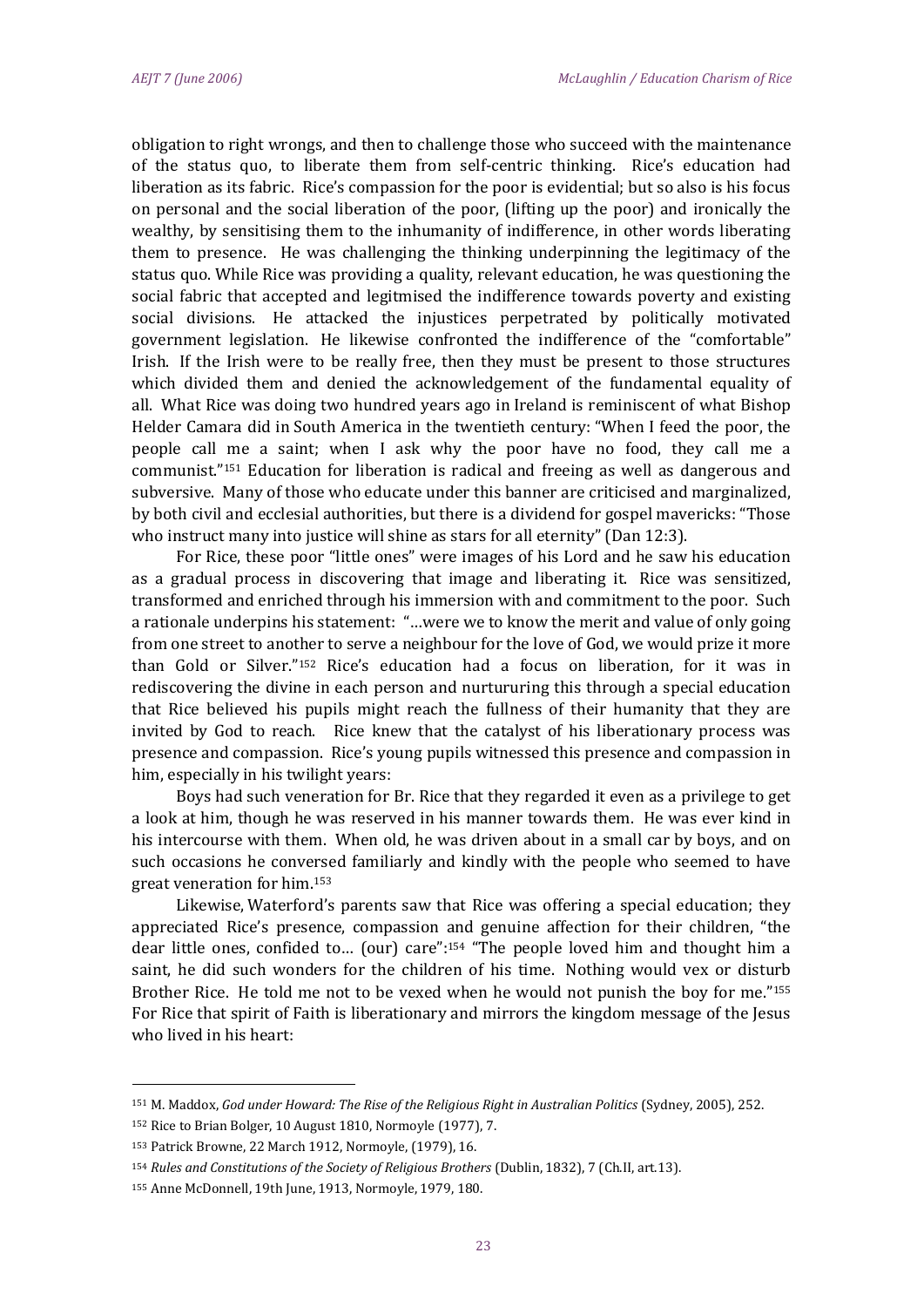obligation to right wrongs, and then to challenge those who succeed with the maintenance of the status quo, to liberate them from self-centric thinking. Rice's education had liberation as its fabric. Rice's compassion for the poor is evidential; but so also is his focus on personal and the social liberation of the poor, (lifting up the poor) and ironically the wealthy, by sensitising them to the inhumanity of indifference, in other words liberating them to presence. He was challenging the thinking underpinning the legitimacy of the status quo. While Rice was providing a quality, relevant education, he was questioning the social fabric that accepted and legitmised the indifference towards poverty and existing social divisions. He attacked the injustices perpetrated by politically motivated government legislation. He likewise confronted the indifference of the "comfortable" Irish. If the Irish were to be really free, then they must be present to those structures which divided them and denied the acknowledgement of the fundamental equality of all. What Rice was doing two hundred years ago in Ireland is reminiscent of what Bishop Helder Camara did in South America in the twentieth century: "When I feed the poor, the people call me a saint; when I ask why the poor have no food, they call me a communist."[151] Education for liberation is radical and freeing as well as dangerous and subversive. Many of those who educate under this banner are criticised and marginalized, by both civil and ecclesial authorities, but there is a dividend for gospel mavericks: "Those who instruct many into justice will shine as stars for all eternity" (Dan 12:3).

For Rice, these poor "little ones" were images of his Lord and he saw his education as a gradual process in discovering that image and liberating it. Rice was sensitized, transformed and enriched through his immersion with and commitment to the poor. Such a rationale underpins his statement: "…were we to know the merit and value of only going from one street to another to serve a neighbour for the love of God, we would prize it more than Gold or Silver."[152] Rice's education had a focus on liberation, for it was in rediscovering the divine in each person and nurturuing this through a special education that Rice believed his pupils might reach the fullness of their humanity that they are invited by God to reach. Rice knew that the catalyst of his liberationary process was presence and compassion. Rice's young pupils witnessed this presence and compassion in him, especially in his twilight years:

Boys had such veneration for Br. Rice that they regarded it even as a privilege to get a look at him, though he was reserved in his manner towards them. He was ever kind in his intercourse with them. When old, he was driven about in a small car by boys, and on such occasions he conversed familiarly and kindly with the people who seemed to have great veneration for him.[153]

Likewise, Waterford's parents saw that Rice was offering a special education; they appreciated Rice's presence, compassion and genuine affection for their children, "the dear little ones, confided to… (our) care":[154] "The people loved him and thought him a saint, he did such wonders for the children of his time. Nothing would vex or disturb Brother Rice. He told me not to be vexed when he would not punish the boy for me."[155] For Rice that spirit of Faith is liberationary and mirrors the kingdom message of the Jesus who lived in his heart:

---

[151] M. Maddox, *God under Howard: The Rise of the Religious Right in Australian Politics* (Sydney, 2005), 252.

[152] Rice to Brian Bolger, 10 August 1810, Normoyle (1977), 7.

[153] Patrick Browne, 22 March 1912, Normoyle, (1979), 16.

[154] *Rules and Constitutions of the Society of Religious Brothers* (Dublin, 1832), 7 (Ch.II, art.13).

[155] Anne McDonnell, 19th June, 1913, Normoyle, 1979, 180.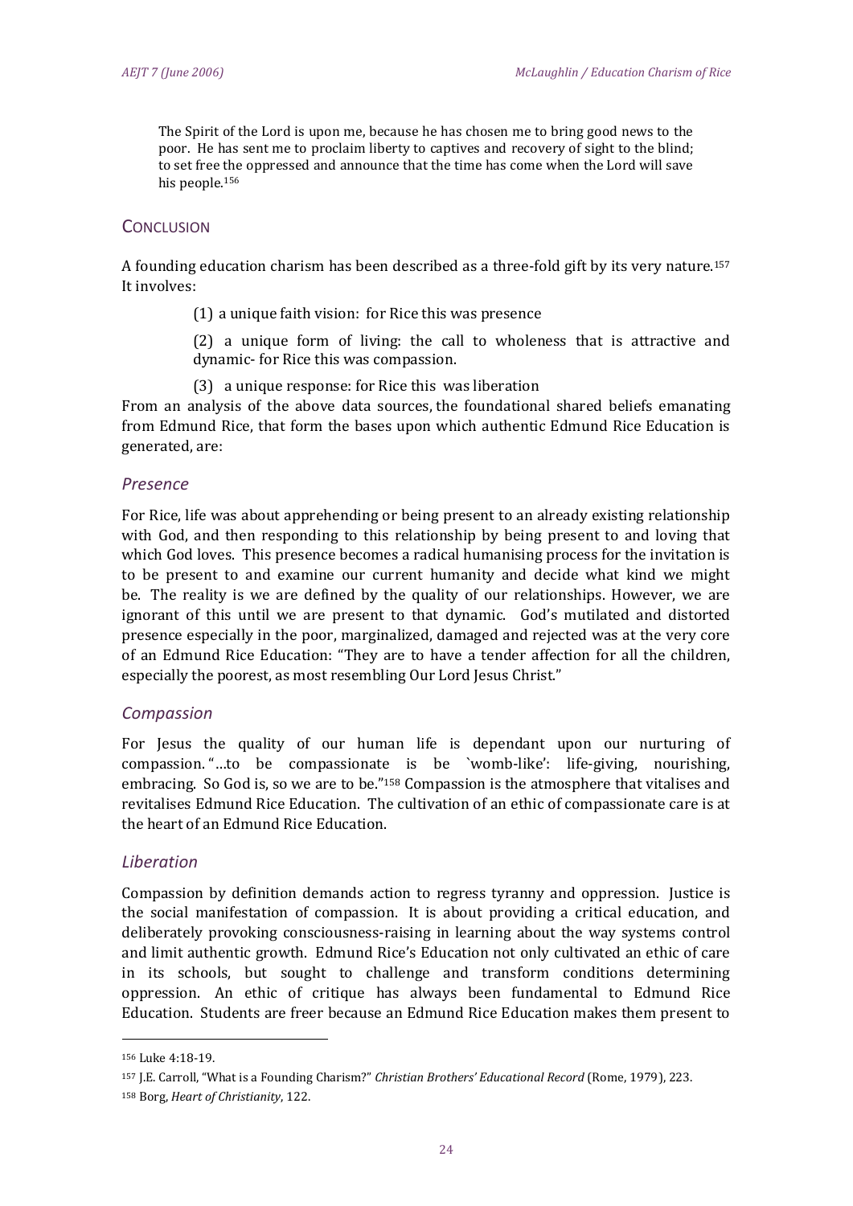> The Spirit of the Lord is upon me, because he has chosen me to bring good news to the poor. He has sent me to proclaim liberty to captives and recovery of sight to the blind; to set free the oppressed and announce that the time has come when the Lord will save his people.[156]

## Conclusion

A founding education charism has been described as a three-fold gift by its very nature.[157] It involves:

(1) a unique faith vision: for Rice this was presence

(2) a unique form of living: the call to wholeness that is attractive and dynamic- for Rice this was compassion.

(3) a unique response: for Rice this was liberation

From an analysis of the above data sources, the foundational shared beliefs emanating from Edmund Rice, that form the bases upon which authentic Edmund Rice Education is generated, are:

### *Presence*

For Rice, life was about apprehending or being present to an already existing relationship with God, and then responding to this relationship by being present to and loving that which God loves. This presence becomes a radical humanising process for the invitation is to be present to and examine our current humanity and decide what kind we might be. The reality is we are defined by the quality of our relationships. However, we are ignorant of this until we are present to that dynamic. God's mutilated and distorted presence especially in the poor, marginalized, damaged and rejected was at the very core of an Edmund Rice Education: "They are to have a tender affection for all the children, especially the poorest, as most resembling Our Lord Jesus Christ."

### *Compassion*

For Jesus the quality of our human life is dependant upon our nurturing of compassion. "…to be compassionate is be `womb-like': life-giving, nourishing, embracing. So God is, so we are to be."[158] Compassion is the atmosphere that vitalises and revitalises Edmund Rice Education. The cultivation of an ethic of compassionate care is at the heart of an Edmund Rice Education.

### *Liberation*

Compassion by definition demands action to regress tyranny and oppression. Justice is the social manifestation of compassion. It is about providing a critical education, and deliberately provoking consciousness-raising in learning about the way systems control and limit authentic growth. Edmund Rice's Education not only cultivated an ethic of care in its schools, but sought to challenge and transform conditions determining oppression. An ethic of critique has always been fundamental to Edmund Rice Education. Students are freer because an Edmund Rice Education makes them present to

---

[156] Luke 4:18-19.

[157] J.E. Carroll, "What is a Founding Charism?" *Christian Brothers' Educational Record* (Rome, 1979), 223.

[158] Borg, *Heart of Christianity*, 122.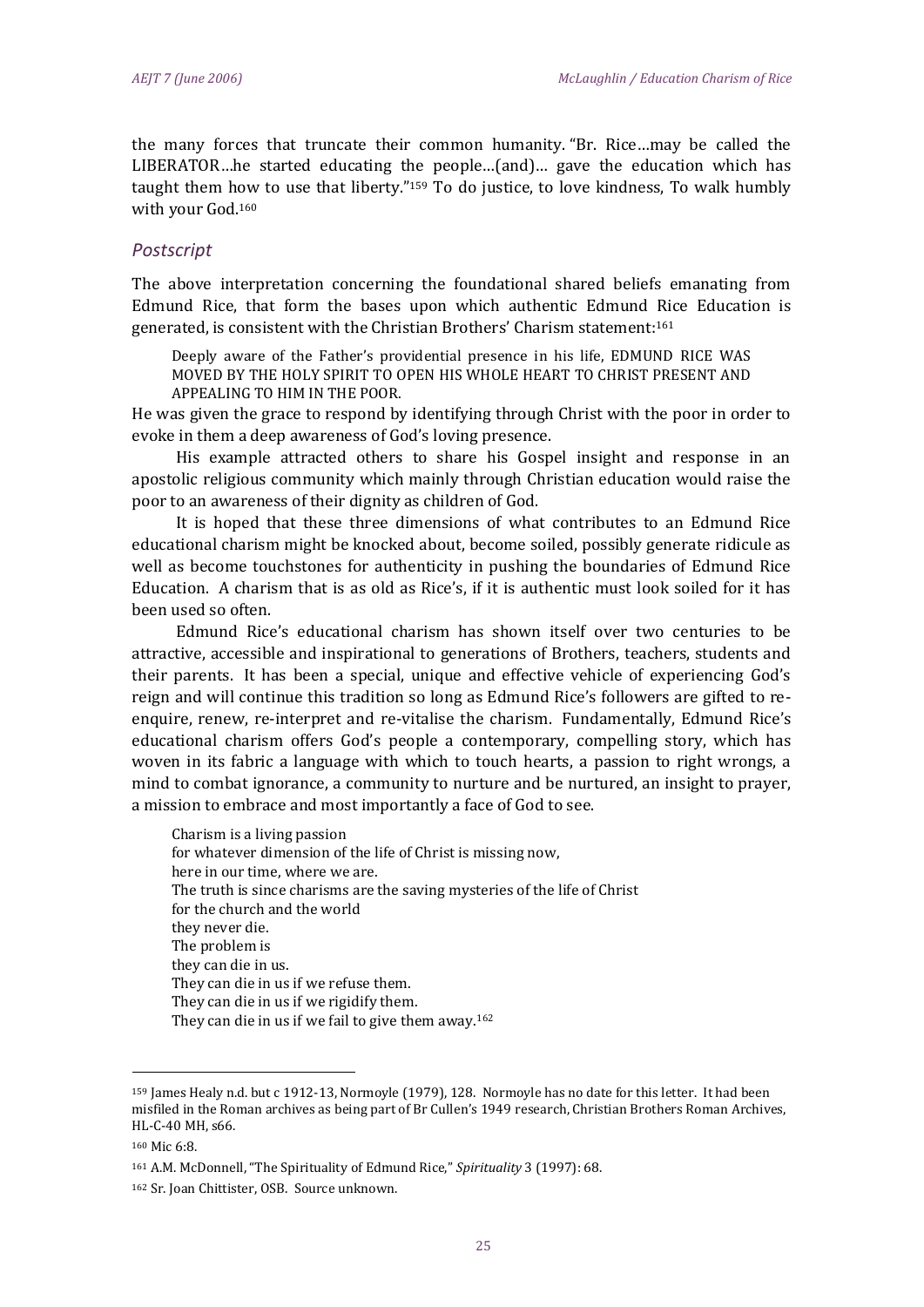the many forces that truncate their common humanity. "Br. Rice…may be called the LIBERATOR…he started educating the people…(and)… gave the education which has taught them how to use that liberty."[159] To do justice, to love kindness, To walk humbly with your God.[160]

## *Postscript*

The above interpretation concerning the foundational shared beliefs emanating from Edmund Rice, that form the bases upon which authentic Edmund Rice Education is generated, is consistent with the Christian Brothers' Charism statement:[161]

> Deeply aware of the Father's providential presence in his life, EDMUND RICE WAS MOVED BY THE HOLY SPIRIT TO OPEN HIS WHOLE HEART TO CHRIST PRESENT AND APPEALING TO HIM IN THE POOR.

He was given the grace to respond by identifying through Christ with the poor in order to evoke in them a deep awareness of God's loving presence.

His example attracted others to share his Gospel insight and response in an apostolic religious community which mainly through Christian education would raise the poor to an awareness of their dignity as children of God.

It is hoped that these three dimensions of what contributes to an Edmund Rice educational charism might be knocked about, become soiled, possibly generate ridicule as well as become touchstones for authenticity in pushing the boundaries of Edmund Rice Education. A charism that is as old as Rice's, if it is authentic must look soiled for it has been used so often.

Edmund Rice's educational charism has shown itself over two centuries to be attractive, accessible and inspirational to generations of Brothers, teachers, students and their parents. It has been a special, unique and effective vehicle of experiencing God's reign and will continue this tradition so long as Edmund Rice's followers are gifted to re-enquire, renew, re-interpret and re-vitalise the charism. Fundamentally, Edmund Rice's educational charism offers God's people a contemporary, compelling story, which has woven in its fabric a language with which to touch hearts, a passion to right wrongs, a mind to combat ignorance, a community to nurture and be nurtured, an insight to prayer, a mission to embrace and most importantly a face of God to see.

> Charism is a living passion  
> for whatever dimension of the life of Christ is missing now,  
> here in our time, where we are.  
> The truth is since charisms are the saving mysteries of the life of Christ  
> for the church and the world  
> they never die.  
> The problem is  
> they can die in us.  
> They can die in us if we refuse them.  
> They can die in us if we rigidify them.  
> They can die in us if we fail to give them away.[162]

---

[159] James Healy n.d. but c 1912-13, Normoyle (1979), 128. Normoyle has no date for this letter. It had been misfiled in the Roman archives as being part of Br Cullen's 1949 research, Christian Brothers Roman Archives, HL-C-40 MH, s66.

[160] Mic 6:8.

[161] A.M. McDonnell, "The Spirituality of Edmund Rice," *Spirituality* 3 (1997): 68.

[162] Sr. Joan Chittister, OSB. Source unknown.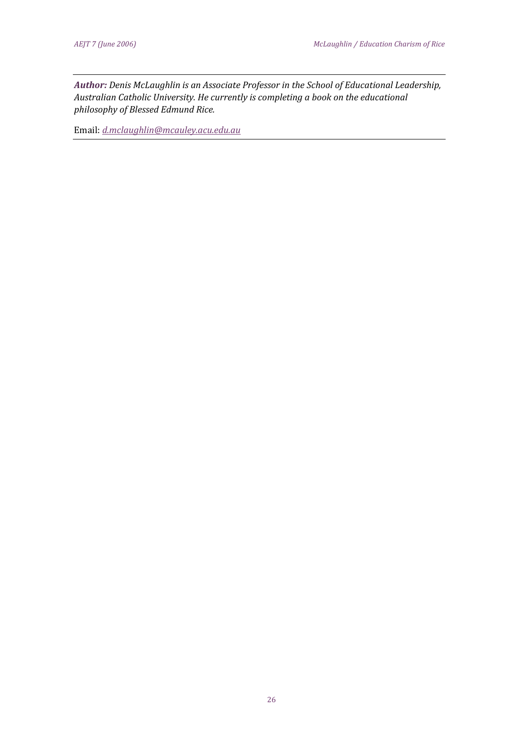***Author:*** *Denis McLaughlin is an Associate Professor in the School of Educational Leadership, Australian Catholic University. He currently is completing a book on the educational philosophy of Blessed Edmund Rice.*

Email: *d.mclaughlin@mcauley.acu.edu.au*